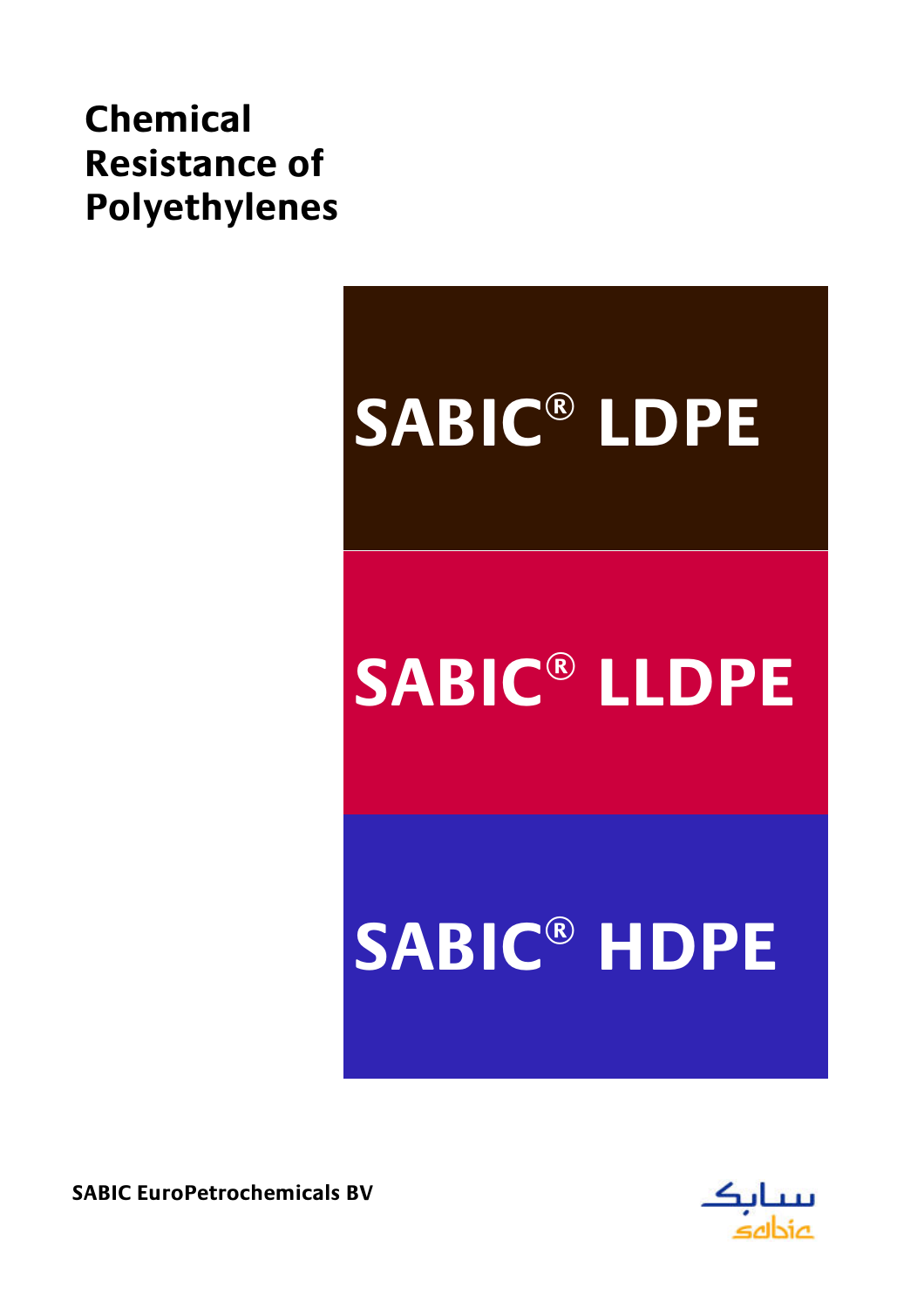# Chemical Resistance of Polyethylenes

## SABIC® LDPE

## SABIC® LLDPE

## SABIC® HDPE

**SABIC EuroPetrochemicals BV**

سابك

sabic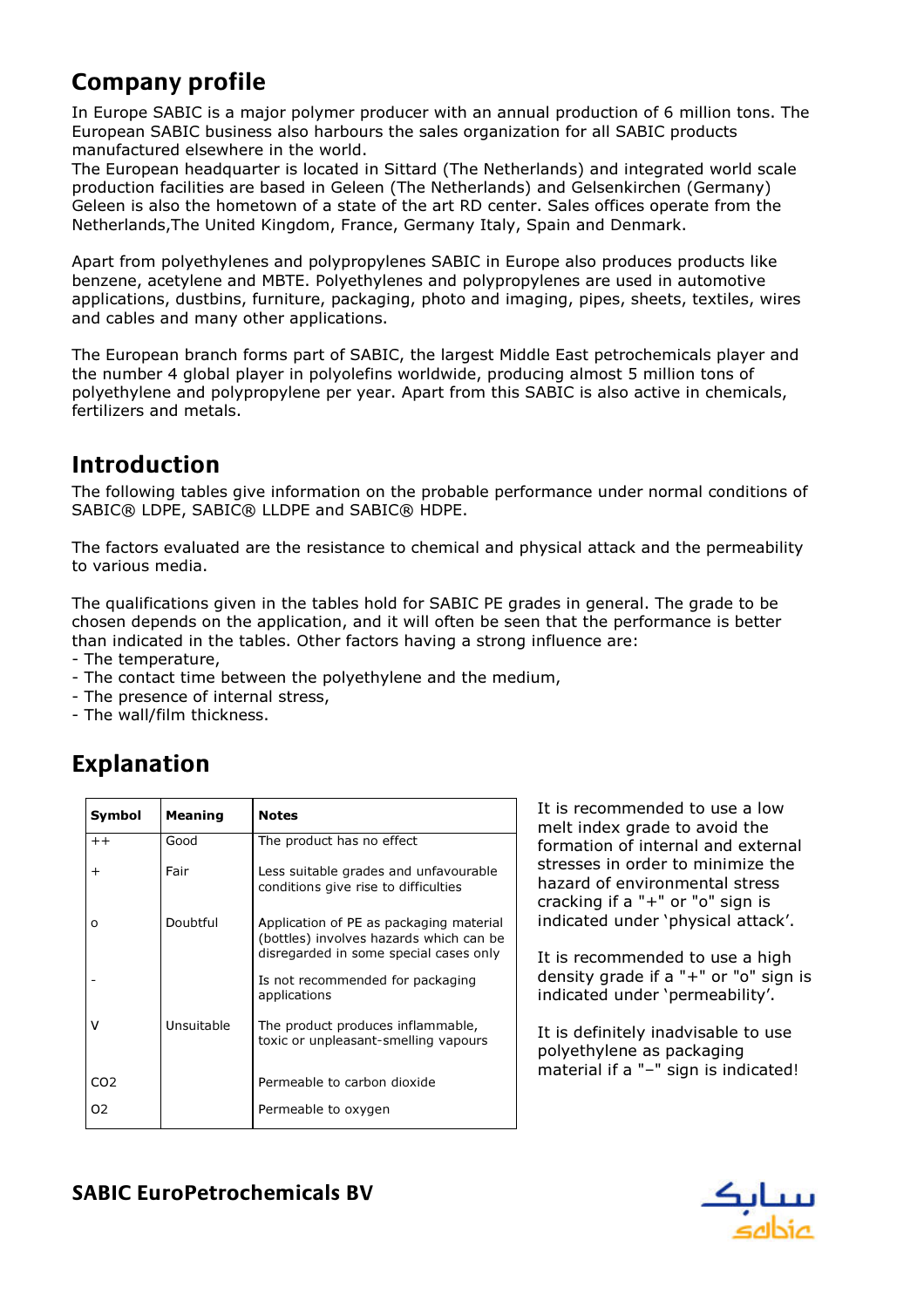## Company profile

In Europe SABIC is a major polymer producer with an annual production of 6 million tons. The European SABIC business also harbours the sales organization for all SABIC products manufactured elsewhere in the world.
The European headquarter is located in Sittard (The Netherlands) and integrated world scale production facilities are based in Geleen (The Netherlands) and Gelsenkirchen (Germany) Geleen is also the hometown of a state of the art RD center. Sales offices operate from the Netherlands,The United Kingdom, France, Germany Italy, Spain and Denmark.

Apart from polyethylenes and polypropylenes SABIC in Europe also produces products like benzene, acetylene and MBTE. Polyethylenes and polypropylenes are used in automotive applications, dustbins, furniture, packaging, photo and imaging, pipes, sheets, textiles, wires and cables and many other applications.

The European branch forms part of SABIC, the largest Middle East petrochemicals player and the number 4 global player in polyolefins worldwide, producing almost 5 million tons of polyethylene and polypropylene per year. Apart from this SABIC is also active in chemicals, fertilizers and metals.

## Introduction

The following tables give information on the probable performance under normal conditions of SABIC® LDPE, SABIC® LLDPE and SABIC® HDPE.

The factors evaluated are the resistance to chemical and physical attack and the permeability to various media.

The qualifications given in the tables hold for SABIC PE grades in general. The grade to be chosen depends on the application, and it will often be seen that the performance is better than indicated in the tables. Other factors having a strong influence are:
- The temperature,
- The contact time between the polyethylene and the medium,
- The presence of internal stress,
- The wall/film thickness.

## Explanation

| Symbol | Meaning | Notes |
|---|---|---|
| ++ | Good | The product has no effect |
| + | Fair | Less suitable grades and unfavourable conditions give rise to difficulties |
| o | Doubtful | Application of PE as packaging material (bottles) involves hazards which can be disregarded in some special cases only |
| - | | Is not recommended for packaging applications |
| V | Unsuitable | The product produces inflammable, toxic or unpleasant-smelling vapours |
| CO2 | | Permeable to carbon dioxide |
| O2 | | Permeable to oxygen |

It is recommended to use a low melt index grade to avoid the formation of internal and external stresses in order to minimize the hazard of environmental stress cracking if a "+" or "o" sign is indicated under 'physical attack'.

It is recommended to use a high density grade if a "+" or "o" sign is indicated under 'permeability'.

It is definitely inadvisable to use polyethylene as packaging material if a "–" sign is indicated!

**SABIC EuroPetrochemicals BV**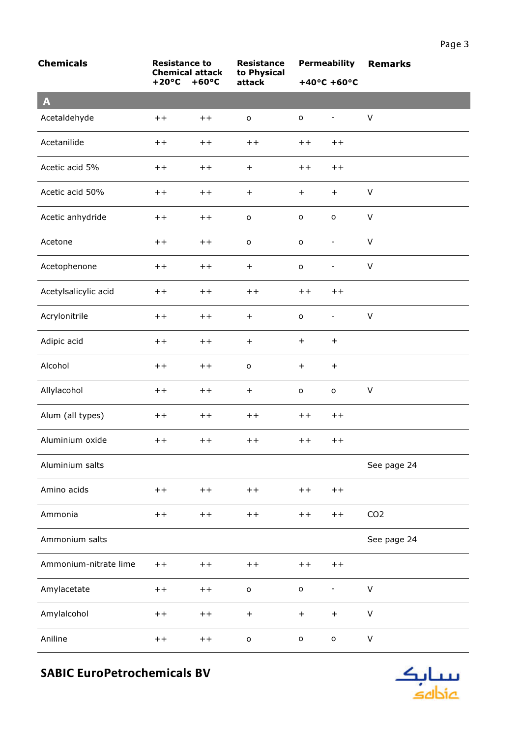| Chemicals | Resistance to Chemical attack +20°C | +60°C | Resistance to Physical attack | Permeability +40°C | +60°C | Remarks |
|---|---|---|---|---|---|---|
| **A** | | | | | | |
| Acetaldehyde | ++ | ++ | o | o | - | V |
| Acetanilide | ++ | ++ | ++ | ++ | ++ | |
| Acetic acid 5% | ++ | ++ | + | ++ | ++ | |
| Acetic acid 50% | ++ | ++ | + | + | + | V |
| Acetic anhydride | ++ | ++ | o | o | o | V |
| Acetone | ++ | ++ | o | o | - | V |
| Acetophenone | ++ | ++ | + | o | - | V |
| Acetylsalicylic acid | ++ | ++ | ++ | ++ | ++ | |
| Acrylonitrile | ++ | ++ | + | o | - | V |
| Adipic acid | ++ | ++ | + | + | + | |
| Alcohol | ++ | ++ | o | + | + | |
| Allylacohol | ++ | ++ | + | o | o | V |
| Alum (all types) | ++ | ++ | ++ | ++ | ++ | |
| Aluminium oxide | ++ | ++ | ++ | ++ | ++ | |
| Aluminium salts | | | | | | See page 24 |
| Amino acids | ++ | ++ | ++ | ++ | ++ | |
| Ammonia | ++ | ++ | ++ | ++ | ++ | $CO_2$ |
| Ammonium salts | | | | | | See page 24 |
| Ammonium-nitrate lime | ++ | ++ | ++ | ++ | ++ | |
| Amylacetate | ++ | ++ | o | o | - | V |
| Amylalcohol | ++ | ++ | + | + | + | V |
| Aniline | ++ | ++ | o | o | o | V |

**SABIC EuroPetrochemicals BV**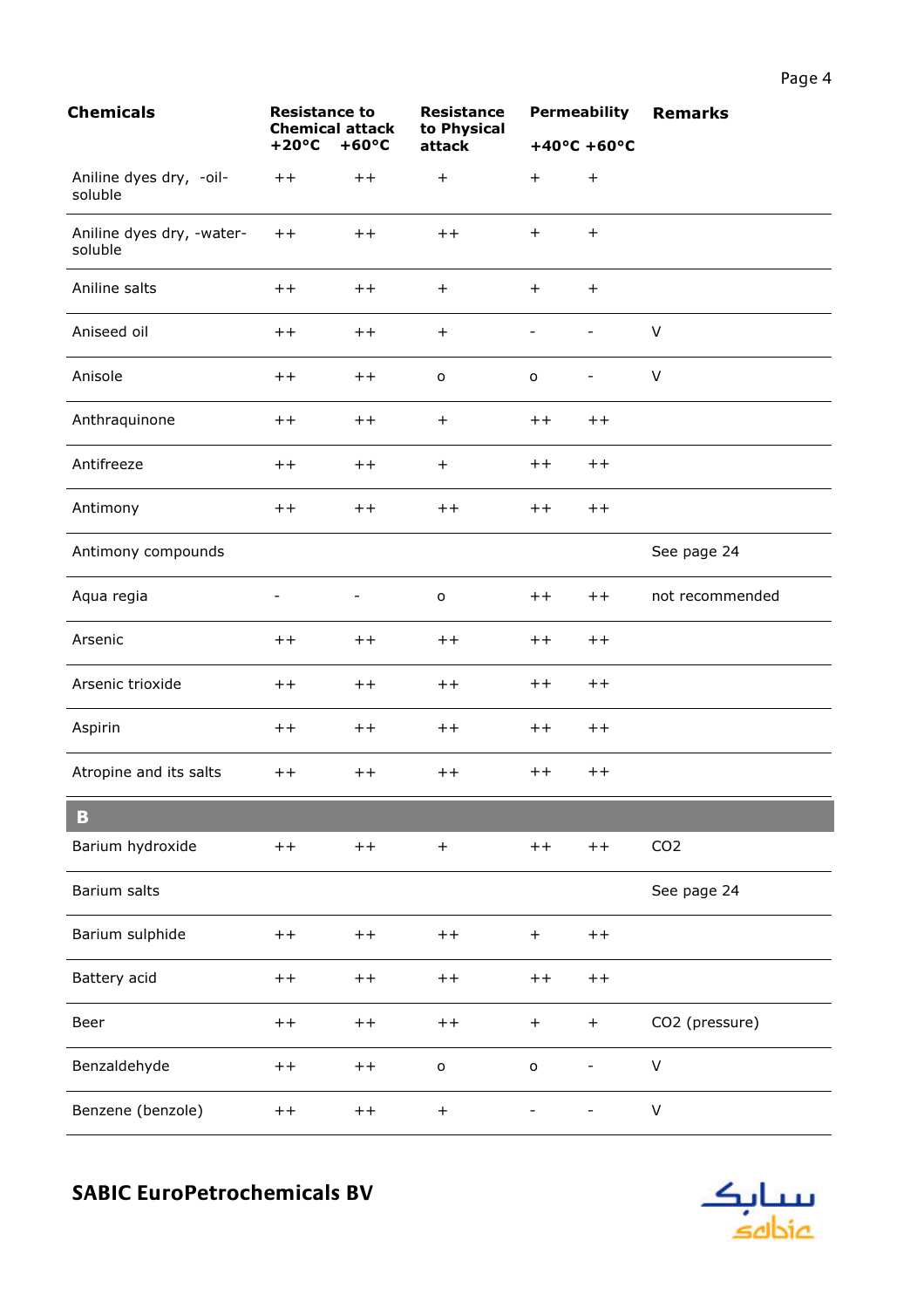| Chemicals | Resistance to Chemical attack | | Resistance to Physical attack | Permeability | | Remarks |
|---|---|---|---|---|---|---|
| | +20°C | +60°C | | +40°C | +60°C | |
| Aniline dyes dry, -oil-soluble | ++ | ++ | + | + | + | |
| Aniline dyes dry, -water-soluble | ++ | ++ | ++ | + | + | |
| Aniline salts | ++ | ++ | + | + | + | |
| Aniseed oil | ++ | ++ | + | - | - | V |
| Anisole | ++ | ++ | o | o | - | V |
| Anthraquinone | ++ | ++ | + | ++ | ++ | |
| Antifreeze | ++ | ++ | + | ++ | ++ | |
| Antimony | ++ | ++ | ++ | ++ | ++ | |
| Antimony compounds | | | | | | See page 24 |
| Aqua regia | - | - | o | ++ | ++ | not recommended |
| Arsenic | ++ | ++ | ++ | ++ | ++ | |
| Arsenic trioxide | ++ | ++ | ++ | ++ | ++ | |
| Aspirin | ++ | ++ | ++ | ++ | ++ | |
| Atropine and its salts | ++ | ++ | ++ | ++ | ++ | |
| **B** | | | | | | |
| Barium hydroxide | ++ | ++ | + | ++ | ++ | $CO_2$ |
| Barium salts | | | | | | See page 24 |
| Barium sulphide | ++ | ++ | ++ | + | ++ | |
| Battery acid | ++ | ++ | ++ | ++ | ++ | |
| Beer | ++ | ++ | ++ | + | + | $CO_2$ (pressure) |
| Benzaldehyde | ++ | ++ | o | o | - | V |
| Benzene (benzole) | ++ | ++ | + | - | - | V |

SABIC EuroPetrochemicals BV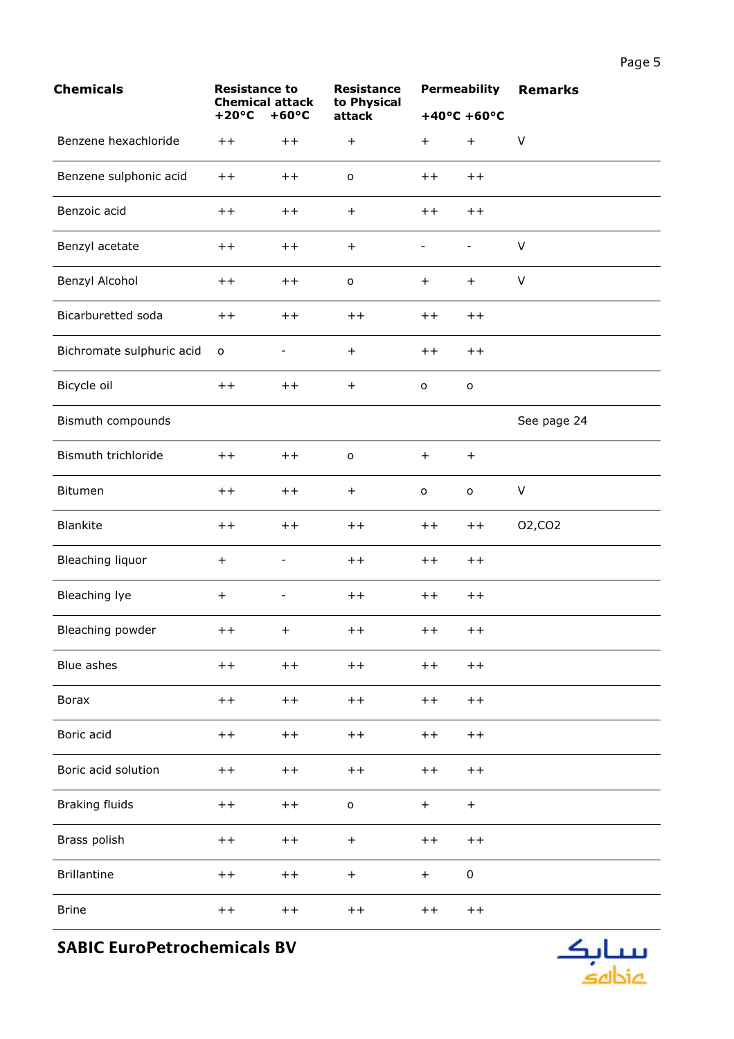| Chemicals | Resistance to Chemical attack | | Resistance to Physical attack | Permeability | | Remarks |
|---|---|---|---|---|---|---|
| | +20°C | +60°C | | +40°C | +60°C | |
| Benzene hexachloride | ++ | ++ | + | + | + | V |
| Benzene sulphonic acid | ++ | ++ | o | ++ | ++ | |
| Benzoic acid | ++ | ++ | + | ++ | ++ | |
| Benzyl acetate | ++ | ++ | + | - | - | V |
| Benzyl Alcohol | ++ | ++ | o | + | + | V |
| Bicarburetted soda | ++ | ++ | ++ | ++ | ++ | |
| Bichromate sulphuric acid | o | - | + | ++ | ++ | |
| Bicycle oil | ++ | ++ | + | o | o | |
| Bismuth compounds | | | | | | See page 24 |
| Bismuth trichloride | ++ | ++ | o | + | + | |
| Bitumen | ++ | ++ | + | o | o | V |
| Blankite | ++ | ++ | ++ | ++ | ++ | O2,CO2 |
| Bleaching liquor | + | - | ++ | ++ | ++ | |
| Bleaching lye | + | - | ++ | ++ | ++ | |
| Bleaching powder | ++ | + | ++ | ++ | ++ | |
| Blue ashes | ++ | ++ | ++ | ++ | ++ | |
| Borax | ++ | ++ | ++ | ++ | ++ | |
| Boric acid | ++ | ++ | ++ | ++ | ++ | |
| Boric acid solution | ++ | ++ | ++ | ++ | ++ | |
| Braking fluids | ++ | ++ | o | + | + | |
| Brass polish | ++ | ++ | + | ++ | ++ | |
| Brillantine | ++ | ++ | + | + | 0 | |
| Brine | ++ | ++ | ++ | ++ | ++ | |

**SABIC EuroPetrochemicals BV**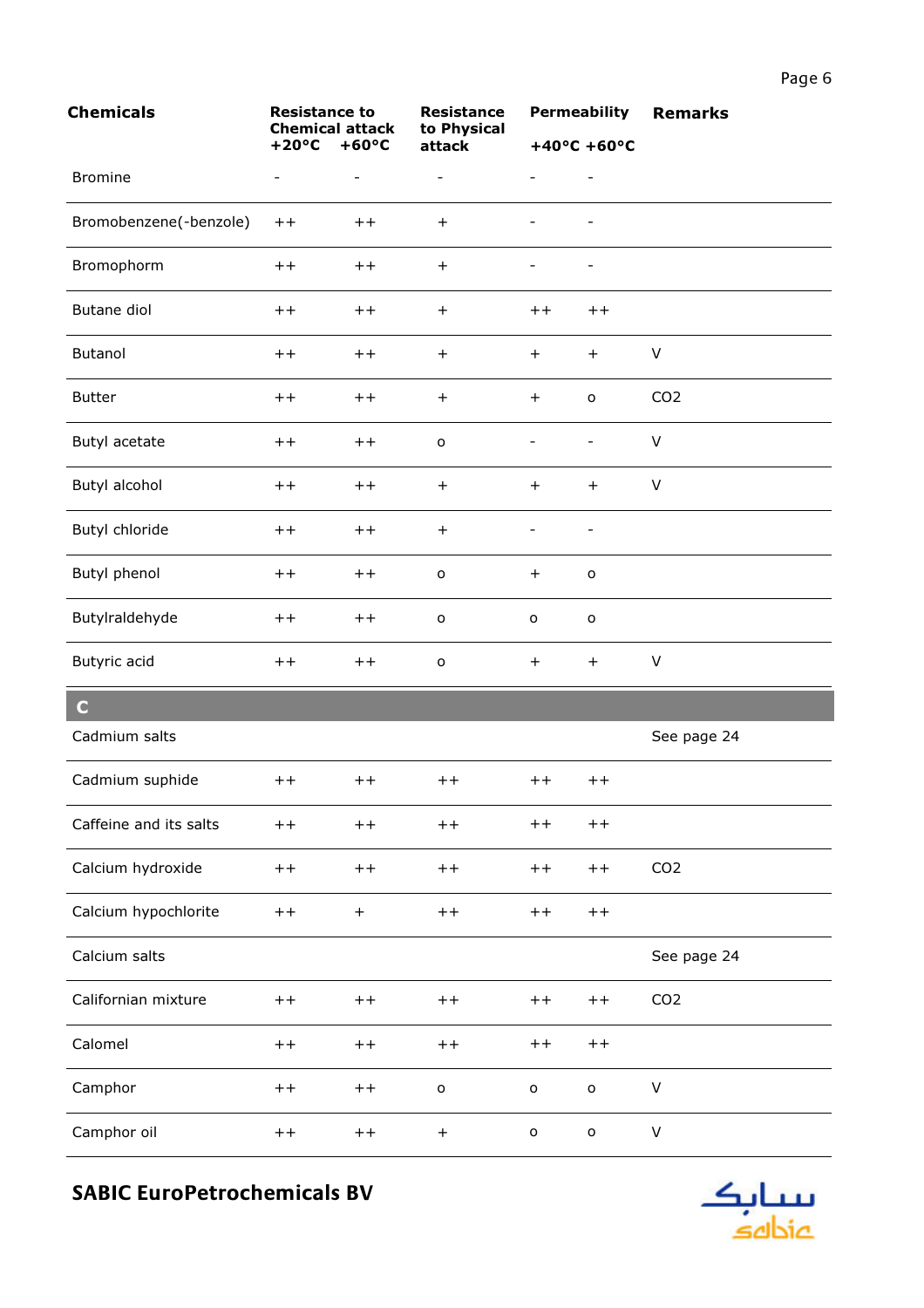| Chemicals | Resistance to Chemical attack +20°C | +60°C | Resistance to Physical attack | Permeability +40°C | +60°C | Remarks |
|---|---|---|---|---|---|---|
| Bromine | - | - | - | - | - | |
| Bromobenzene(-benzole) | ++ | ++ | + | - | - | |
| Bromophorm | ++ | ++ | + | - | - | |
| Butane diol | ++ | ++ | + | ++ | ++ | |
| Butanol | ++ | ++ | + | + | + | V |
| Butter | ++ | ++ | + | + | o | CO2 |
| Butyl acetate | ++ | ++ | o | - | - | V |
| Butyl alcohol | ++ | ++ | + | + | + | V |
| Butyl chloride | ++ | ++ | + | - | - | |
| Butyl phenol | ++ | ++ | o | + | o | |
| Butylraldehyde | ++ | ++ | o | o | o | |
| Butyric acid | ++ | ++ | o | + | + | V |
| **C** | | | | | | |
| Cadmium salts | | | | | | See page 24 |
| Cadmium suphide | ++ | ++ | ++ | ++ | ++ | |
| Caffeine and its salts | ++ | ++ | ++ | ++ | ++ | |
| Calcium hydroxide | ++ | ++ | ++ | ++ | ++ | CO2 |
| Calcium hypochlorite | ++ | + | ++ | ++ | ++ | |
| Calcium salts | | | | | | See page 24 |
| Californian mixture | ++ | ++ | ++ | ++ | ++ | CO2 |
| Calomel | ++ | ++ | ++ | ++ | ++ | |
| Camphor | ++ | ++ | o | o | o | V |
| Camphor oil | ++ | ++ | + | o | o | V |

**SABIC EuroPetrochemicals BV**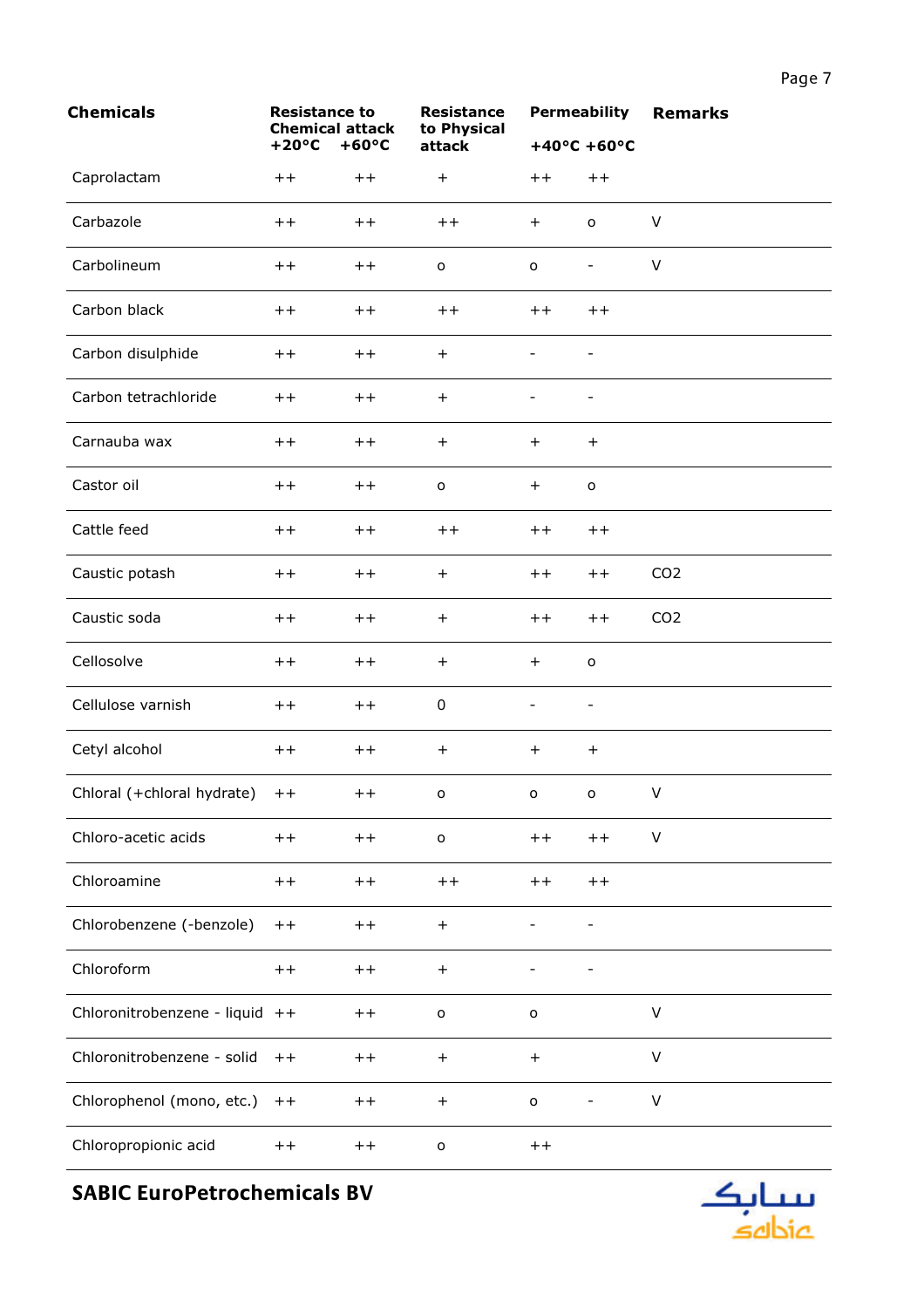| Chemicals | Resistance to Chemical attack | | Resistance to Physical attack | Permeability | | Remarks |
|---|---|---|---|---|---|---|
| | +20°C | +60°C | | +40°C | +60°C | |
| Caprolactam | ++ | ++ | + | ++ | ++ | |
| Carbazole | ++ | ++ | ++ | + | o | V |
| Carbolineum | ++ | ++ | o | o | - | V |
| Carbon black | ++ | ++ | ++ | ++ | ++ | |
| Carbon disulphide | ++ | ++ | + | - | - | |
| Carbon tetrachloride | ++ | ++ | + | - | - | |
| Carnauba wax | ++ | ++ | + | + | + | |
| Castor oil | ++ | ++ | o | + | o | |
| Cattle feed | ++ | ++ | ++ | ++ | ++ | |
| Caustic potash | ++ | ++ | + | ++ | ++ | CO2 |
| Caustic soda | ++ | ++ | + | ++ | ++ | CO2 |
| Cellosolve | ++ | ++ | + | + | o | |
| Cellulose varnish | ++ | ++ | 0 | - | - | |
| Cetyl alcohol | ++ | ++ | + | + | + | |
| Chloral (+chloral hydrate) | ++ | ++ | o | o | o | V |
| Chloro-acetic acids | ++ | ++ | o | ++ | ++ | V |
| Chloroamine | ++ | ++ | ++ | ++ | ++ | |
| Chlorobenzene (-benzole) | ++ | ++ | + | - | - | |
| Chloroform | ++ | ++ | + | - | - | |
| Chloronitrobenzene - liquid | ++ | ++ | o | o | | V |
| Chloronitrobenzene - solid | ++ | ++ | + | + | | V |
| Chlorophenol (mono, etc.) | ++ | ++ | + | o | - | V |
| Chloropropionic acid | ++ | ++ | o | ++ | | |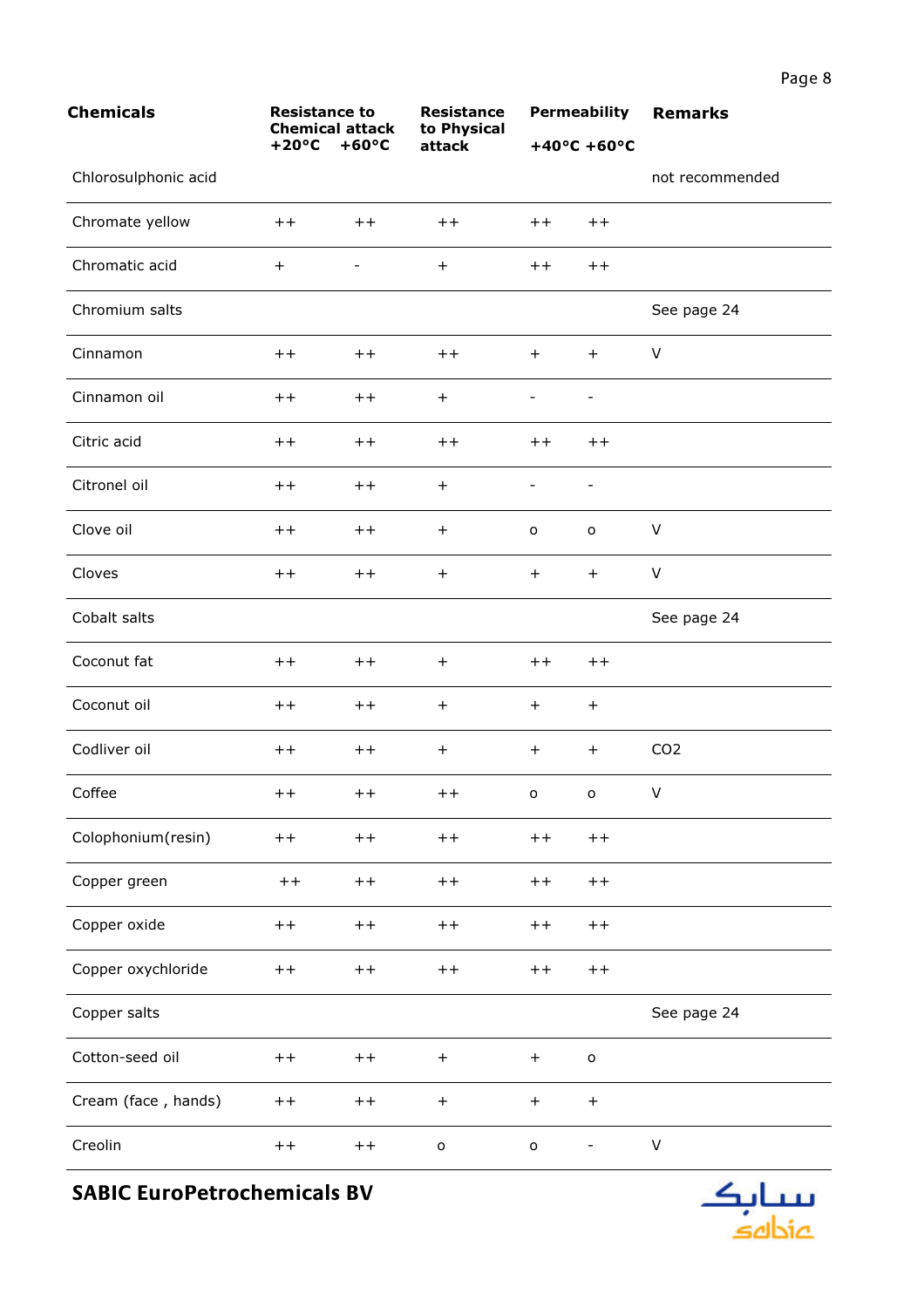| Chemicals | Resistance to Chemical attack +20°C | +60°C | Resistance to Physical attack | Permeability +40°C | +60°C | Remarks |
|---|---|---|---|---|---|---|
| Chlorosulphonic acid | | | | | | not recommended |
| Chromate yellow | ++ | ++ | ++ | ++ | ++ | |
| Chromatic acid | + | - | + | ++ | ++ | |
| Chromium salts | | | | | | See page 24 |
| Cinnamon | ++ | ++ | ++ | + | + | V |
| Cinnamon oil | ++ | ++ | + | - | - | |
| Citric acid | ++ | ++ | ++ | ++ | ++ | |
| Citronel oil | ++ | ++ | + | - | - | |
| Clove oil | ++ | ++ | + | o | o | V |
| Cloves | ++ | ++ | + | + | + | V |
| Cobalt salts | | | | | | See page 24 |
| Coconut fat | ++ | ++ | + | ++ | ++ | |
| Coconut oil | ++ | ++ | + | + | + | |
| Codliver oil | ++ | ++ | + | + | + | $CO_2$ |
| Coffee | ++ | ++ | ++ | o | o | V |
| Colophonium(resin) | ++ | ++ | ++ | ++ | ++ | |
| Copper green | ++ | ++ | ++ | ++ | ++ | |
| Copper oxide | ++ | ++ | ++ | ++ | ++ | |
| Copper oxychloride | ++ | ++ | ++ | ++ | ++ | |
| Copper salts | | | | | | See page 24 |
| Cotton-seed oil | ++ | ++ | + | + | o | |
| Cream (face , hands) | ++ | ++ | + | + | + | |
| Creolin | ++ | ++ | o | o | - | V |

**SABIC EuroPetrochemicals BV**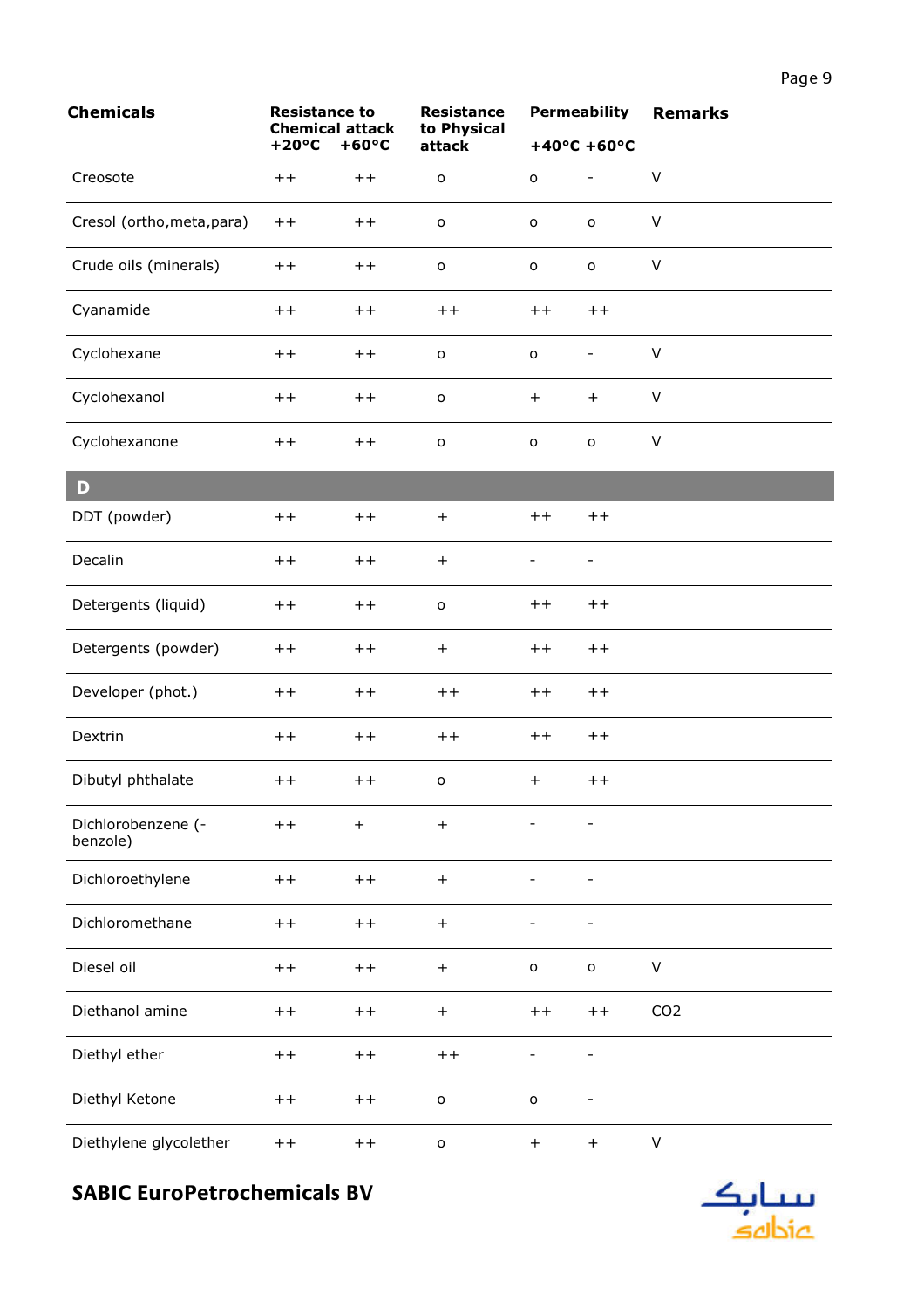| Chemicals | Resistance to Chemical attack +20°C | +60°C | Resistance to Physical attack | Permeability +40°C | +60°C | Remarks |
|---|---|---|---|---|---|---|
| Creosote | ++ | ++ | o | o | - | V |
| Cresol (ortho,meta,para) | ++ | ++ | o | o | o | V |
| Crude oils (minerals) | ++ | ++ | o | o | o | V |
| Cyanamide | ++ | ++ | ++ | ++ | ++ | |
| Cyclohexane | ++ | ++ | o | o | - | V |
| Cyclohexanol | ++ | ++ | o | + | + | V |
| Cyclohexanone | ++ | ++ | o | o | o | V |
| **D** | | | | | | |
| DDT (powder) | ++ | ++ | + | ++ | ++ | |
| Decalin | ++ | ++ | + | - | - | |
| Detergents (liquid) | ++ | ++ | o | ++ | ++ | |
| Detergents (powder) | ++ | ++ | + | ++ | ++ | |
| Developer (phot.) | ++ | ++ | ++ | ++ | ++ | |
| Dextrin | ++ | ++ | ++ | ++ | ++ | |
| Dibutyl phthalate | ++ | ++ | o | + | ++ | |
| Dichlorobenzene (-benzole) | ++ | + | + | - | - | |
| Dichloroethylene | ++ | ++ | + | - | - | |
| Dichloromethane | ++ | ++ | + | - | - | |
| Diesel oil | ++ | ++ | + | o | o | V |
| Diethanol amine | ++ | ++ | + | ++ | ++ | $CO_2$ |
| Diethyl ether | ++ | ++ | ++ | - | - | |
| Diethyl Ketone | ++ | ++ | o | o | - | |
| Diethylene glycolether | ++ | ++ | o | + | + | V |

**SABIC EuroPetrochemicals BV**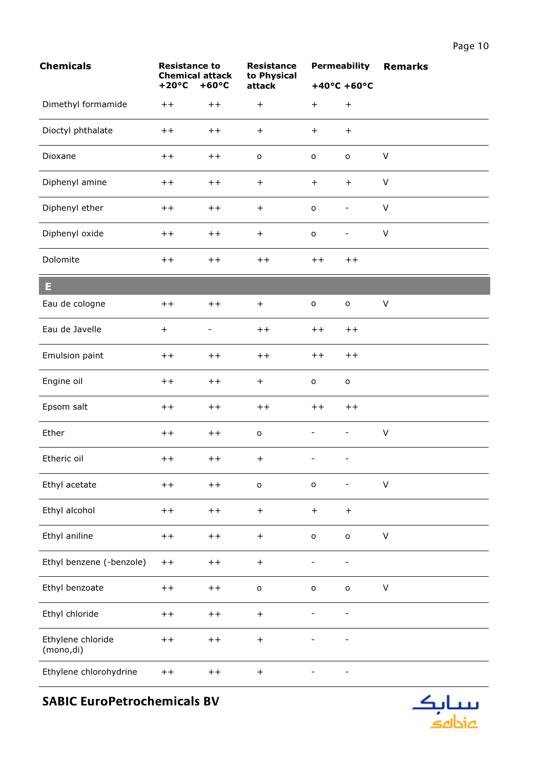| Chemicals | Resistance to Chemical attack +20°C | +60°C | Resistance to Physical attack | Permeability +40°C | +60°C | Remarks |
|---|---|---|---|---|---|---|
| Dimethyl formamide | ++ | ++ | + | + | + | |
| Dioctyl phthalate | ++ | ++ | + | + | + | |
| Dioxane | ++ | ++ | o | o | o | V |
| Diphenyl amine | ++ | ++ | + | + | + | V |
| Diphenyl ether | ++ | ++ | + | o | - | V |
| Diphenyl oxide | ++ | ++ | + | o | - | V |
| Dolomite | ++ | ++ | ++ | ++ | ++ | |
| **E** | | | | | | |
| Eau de cologne | ++ | ++ | + | o | o | V |
| Eau de Javelle | + | - | ++ | ++ | ++ | |
| Emulsion paint | ++ | ++ | ++ | ++ | ++ | |
| Engine oil | ++ | ++ | + | o | o | |
| Epsom salt | ++ | ++ | ++ | ++ | ++ | |
| Ether | ++ | ++ | o | - | - | V |
| Etheric oil | ++ | ++ | + | - | - | |
| Ethyl acetate | ++ | ++ | o | o | - | V |
| Ethyl alcohol | ++ | ++ | + | + | + | |
| Ethyl aniline | ++ | ++ | + | o | o | V |
| Ethyl benzene (-benzole) | ++ | ++ | + | - | - | |
| Ethyl benzoate | ++ | ++ | o | o | o | V |
| Ethyl chloride | ++ | ++ | + | - | - | |
| Ethylene chloride (mono,di) | ++ | ++ | + | - | - | |
| Ethylene chlorohydrine | ++ | ++ | + | - | - | |

**SABIC EuroPetrochemicals BV**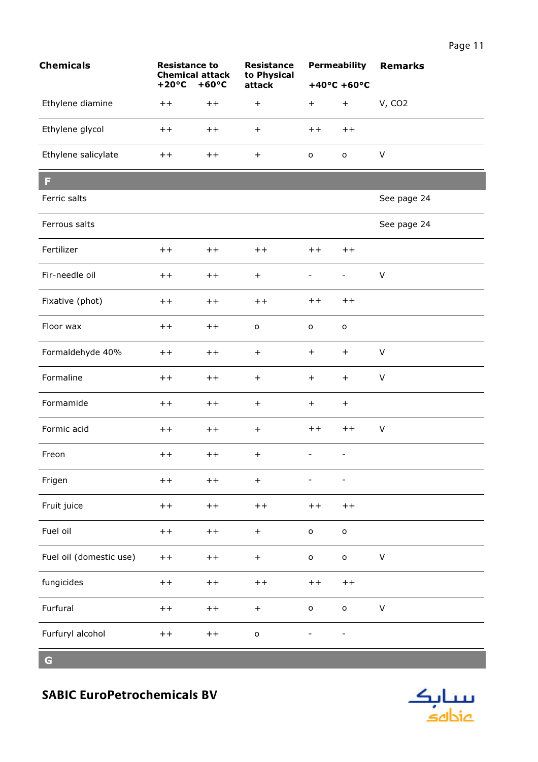| Chemicals | Resistance to Chemical attack +20°C | +60°C | Resistance to Physical attack | Permeability +40°C | +60°C | Remarks |
|---|---|---|---|---|---|---|
| Ethylene diamine | ++ | ++ | + | + | + | V, CO2 |
| Ethylene glycol | ++ | ++ | + | ++ | ++ | |
| Ethylene salicylate | ++ | ++ | + | o | o | V |
| **F** | | | | | | |
| Ferric salts | | | | | | See page 24 |
| Ferrous salts | | | | | | See page 24 |
| Fertilizer | ++ | ++ | ++ | ++ | ++ | |
| Fir-needle oil | ++ | ++ | + | - | - | V |
| Fixative (phot) | ++ | ++ | ++ | ++ | ++ | |
| Floor wax | ++ | ++ | o | o | o | |
| Formaldehyde 40% | ++ | ++ | + | + | + | V |
| Formaline | ++ | ++ | + | + | + | V |
| Formamide | ++ | ++ | + | + | + | |
| Formic acid | ++ | ++ | + | ++ | ++ | V |
| Freon | ++ | ++ | + | - | - | |
| Frigen | ++ | ++ | + | - | - | |
| Fruit juice | ++ | ++ | ++ | ++ | ++ | |
| Fuel oil | ++ | ++ | + | o | o | |
| Fuel oil (domestic use) | ++ | ++ | + | o | o | V |
| fungicides | ++ | ++ | ++ | ++ | ++ | |
| Furfural | ++ | ++ | + | o | o | V |
| Furfuryl alcohol | ++ | ++ | o | - | - | |
| **G** | | | | | | |

SABIC EuroPetrochemicals BV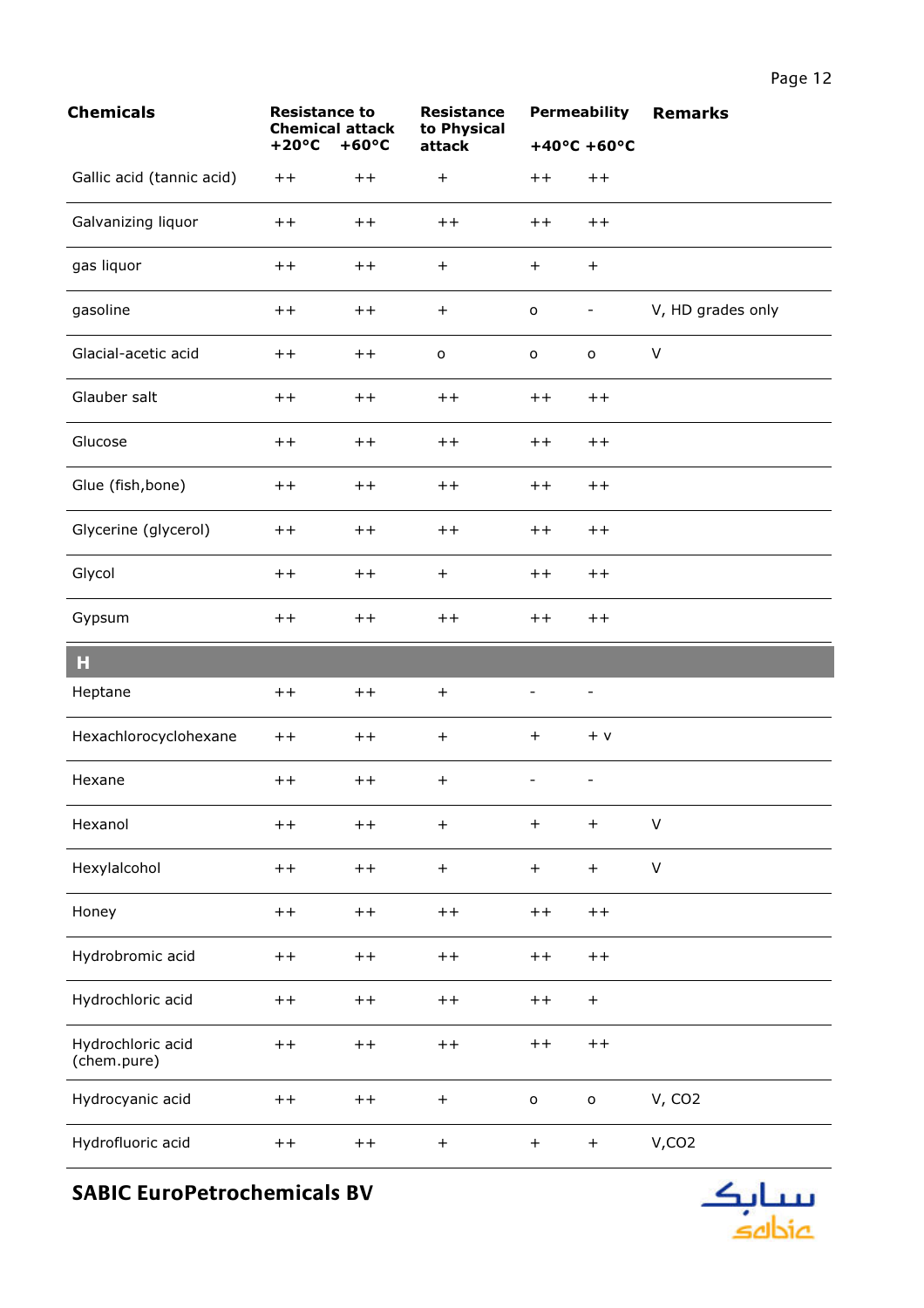| Chemicals | Resistance to Chemical attack +20°C | +60°C | Resistance to Physical attack | Permeability +40°C | +60°C | Remarks |
|---|---|---|---|---|---|---|
| Gallic acid (tannic acid) | ++ | ++ | + | ++ | ++ | |
| Galvanizing liquor | ++ | ++ | ++ | ++ | ++ | |
| gas liquor | ++ | ++ | + | + | + | |
| gasoline | ++ | ++ | + | o | - | V, HD grades only |
| Glacial-acetic acid | ++ | ++ | o | o | o | V |
| Glauber salt | ++ | ++ | ++ | ++ | ++ | |
| Glucose | ++ | ++ | ++ | ++ | ++ | |
| Glue (fish,bone) | ++ | ++ | ++ | ++ | ++ | |
| Glycerine (glycerol) | ++ | ++ | ++ | ++ | ++ | |
| Glycol | ++ | ++ | + | ++ | ++ | |
| Gypsum | ++ | ++ | ++ | ++ | ++ | |
| **H** | | | | | | |
| Heptane | ++ | ++ | + | - | - | |
| Hexachlorocyclohexane | ++ | ++ | + | + | + v | |
| Hexane | ++ | ++ | + | - | - | |
| Hexanol | ++ | ++ | + | + | + | V |
| Hexylalcohol | ++ | ++ | + | + | + | V |
| Honey | ++ | ++ | ++ | ++ | ++ | |
| Hydrobromic acid | ++ | ++ | ++ | ++ | ++ | |
| Hydrochloric acid | ++ | ++ | ++ | ++ | + | |
| Hydrochloric acid (chem.pure) | ++ | ++ | ++ | ++ | ++ | |
| Hydrocyanic acid | ++ | ++ | + | o | o | V, CO2 |
| Hydrofluoric acid | ++ | ++ | + | + | + | V,CO2 |

**SABIC EuroPetrochemicals BV**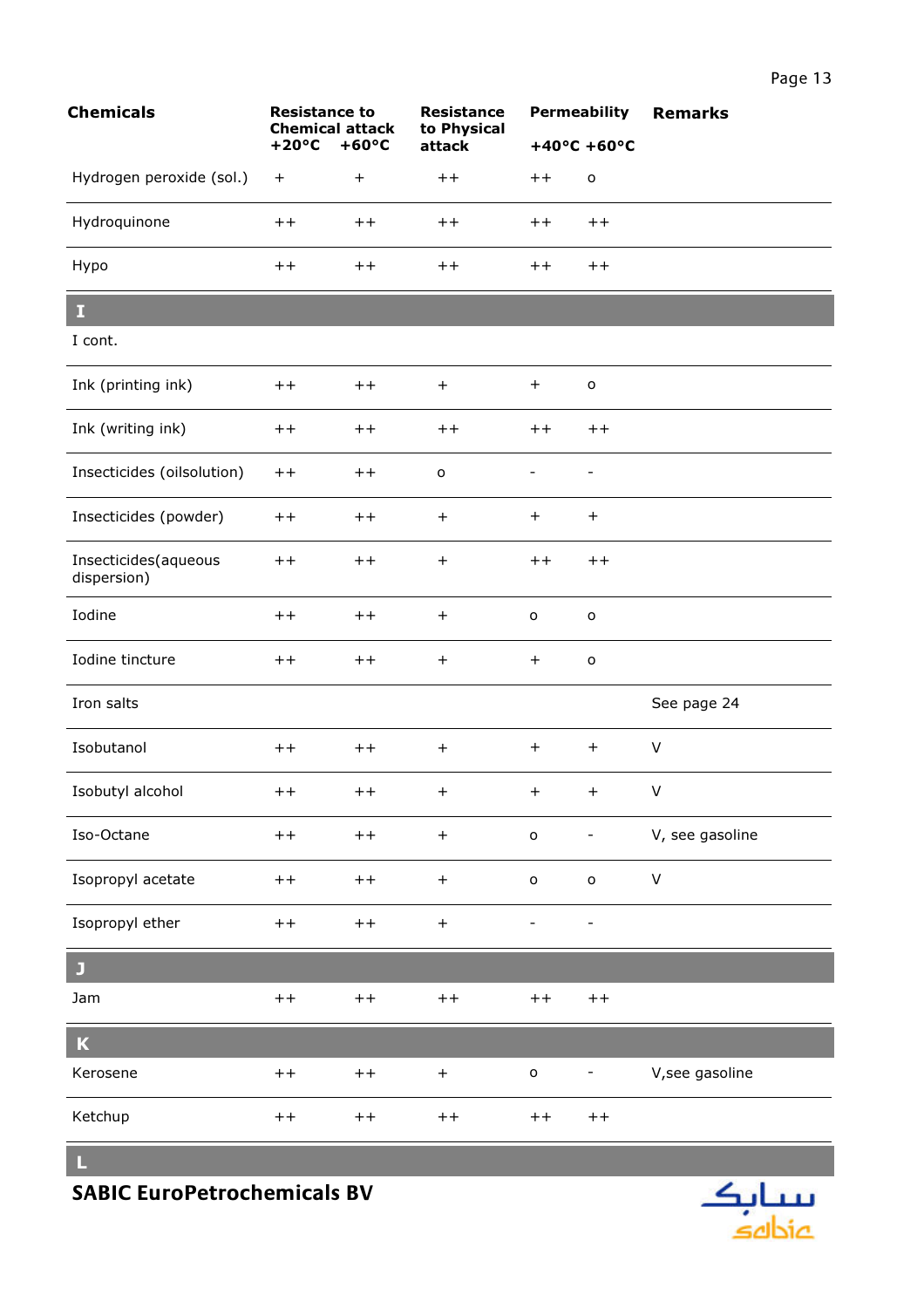| Chemicals | Resistance to Chemical attack +20°C | +60°C | Resistance to Physical attack | Permeability +40°C | +60°C | Remarks |
|---|---|---|---|---|---|---|
| Hydrogen peroxide (sol.) | + | + | ++ | ++ | o | |
| Hydroquinone | ++ | ++ | ++ | ++ | ++ | |
| Hypo | ++ | ++ | ++ | ++ | ++ | |
| **I** | | | | | | |
| I cont. | | | | | | |
| Ink (printing ink) | ++ | ++ | + | + | o | |
| Ink (writing ink) | ++ | ++ | ++ | ++ | ++ | |
| Insecticides (oilsolution) | ++ | ++ | o | - | - | |
| Insecticides (powder) | ++ | ++ | + | + | + | |
| Insecticides(aqueous dispersion) | ++ | ++ | + | ++ | ++ | |
| Iodine | ++ | ++ | + | o | o | |
| Iodine tincture | ++ | ++ | + | + | o | |
| Iron salts | | | | | | See page 24 |
| Isobutanol | ++ | ++ | + | + | + | V |
| Isobutyl alcohol | ++ | ++ | + | + | + | V |
| Iso-Octane | ++ | ++ | + | o | - | V, see gasoline |
| Isopropyl acetate | ++ | ++ | + | o | o | V |
| Isopropyl ether | ++ | ++ | + | - | - | |
| **J** | | | | | | |
| Jam | ++ | ++ | ++ | ++ | ++ | |
| **K** | | | | | | |
| Kerosene | ++ | ++ | + | o | - | V,see gasoline |
| Ketchup | ++ | ++ | ++ | ++ | ++ | |
| **L** | | | | | | |

SABIC EuroPetrochemicals BV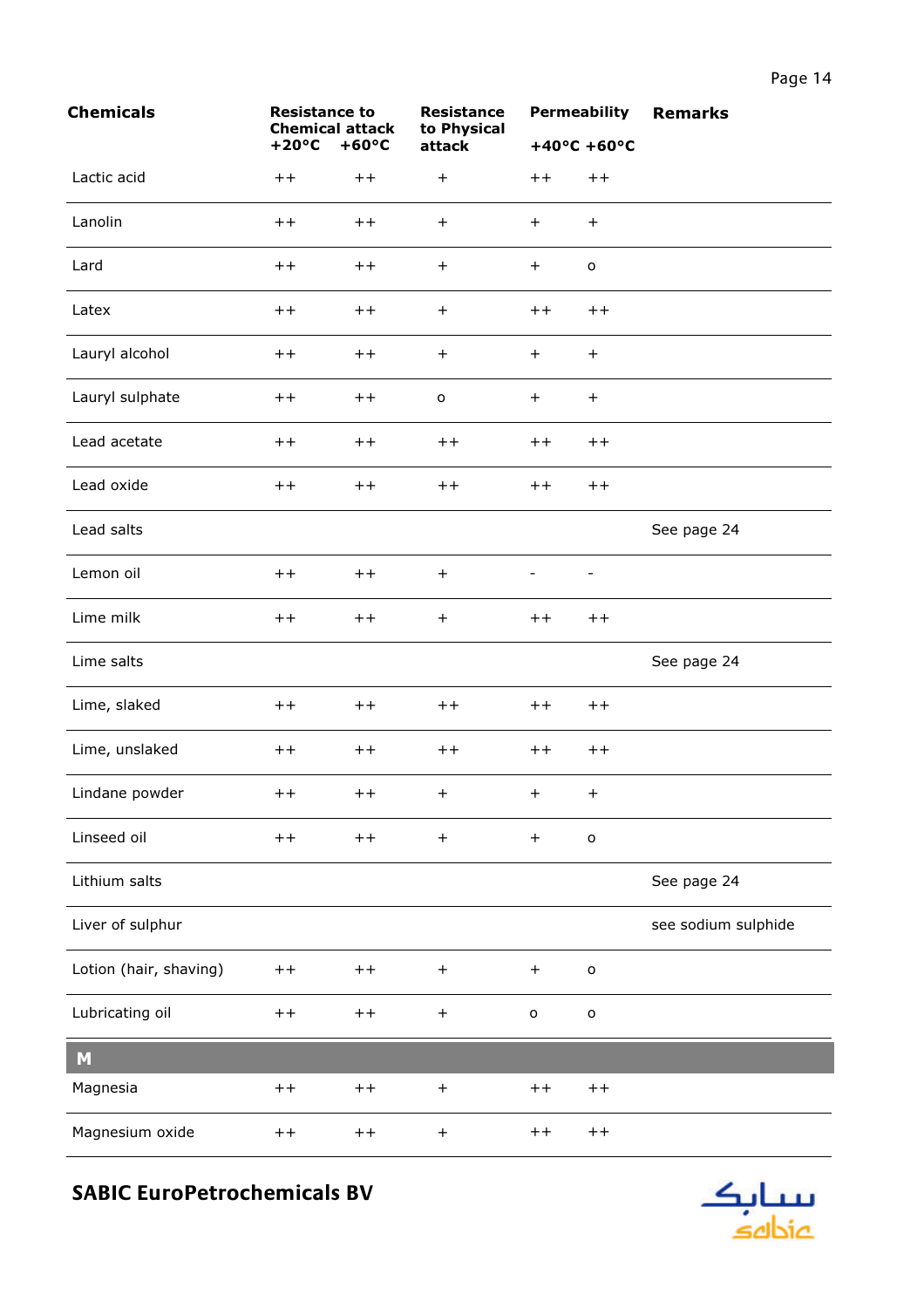| Chemicals | Resistance to Chemical attack +20°C | +60°C | Resistance to Physical attack | Permeability +40°C | +60°C | Remarks |
|---|---|---|---|---|---|---|
| Lactic acid | ++ | ++ | + | ++ | ++ | |
| Lanolin | ++ | ++ | + | + | + | |
| Lard | ++ | ++ | + | + | o | |
| Latex | ++ | ++ | + | ++ | ++ | |
| Lauryl alcohol | ++ | ++ | + | + | + | |
| Lauryl sulphate | ++ | ++ | o | + | + | |
| Lead acetate | ++ | ++ | ++ | ++ | ++ | |
| Lead oxide | ++ | ++ | ++ | ++ | ++ | |
| Lead salts | | | | | | See page 24 |
| Lemon oil | ++ | ++ | + | - | - | |
| Lime milk | ++ | ++ | + | ++ | ++ | |
| Lime salts | | | | | | See page 24 |
| Lime, slaked | ++ | ++ | ++ | ++ | ++ | |
| Lime, unslaked | ++ | ++ | ++ | ++ | ++ | |
| Lindane powder | ++ | ++ | + | + | + | |
| Linseed oil | ++ | ++ | + | + | o | |
| Lithium salts | | | | | | See page 24 |
| Liver of sulphur | | | | | | see sodium sulphide |
| Lotion (hair, shaving) | ++ | ++ | + | + | o | |
| Lubricating oil | ++ | ++ | + | o | o | |
| **M** | | | | | | |
| Magnesia | ++ | ++ | + | ++ | ++ | |
| Magnesium oxide | ++ | ++ | + | ++ | ++ | |

**SABIC EuroPetrochemicals BV**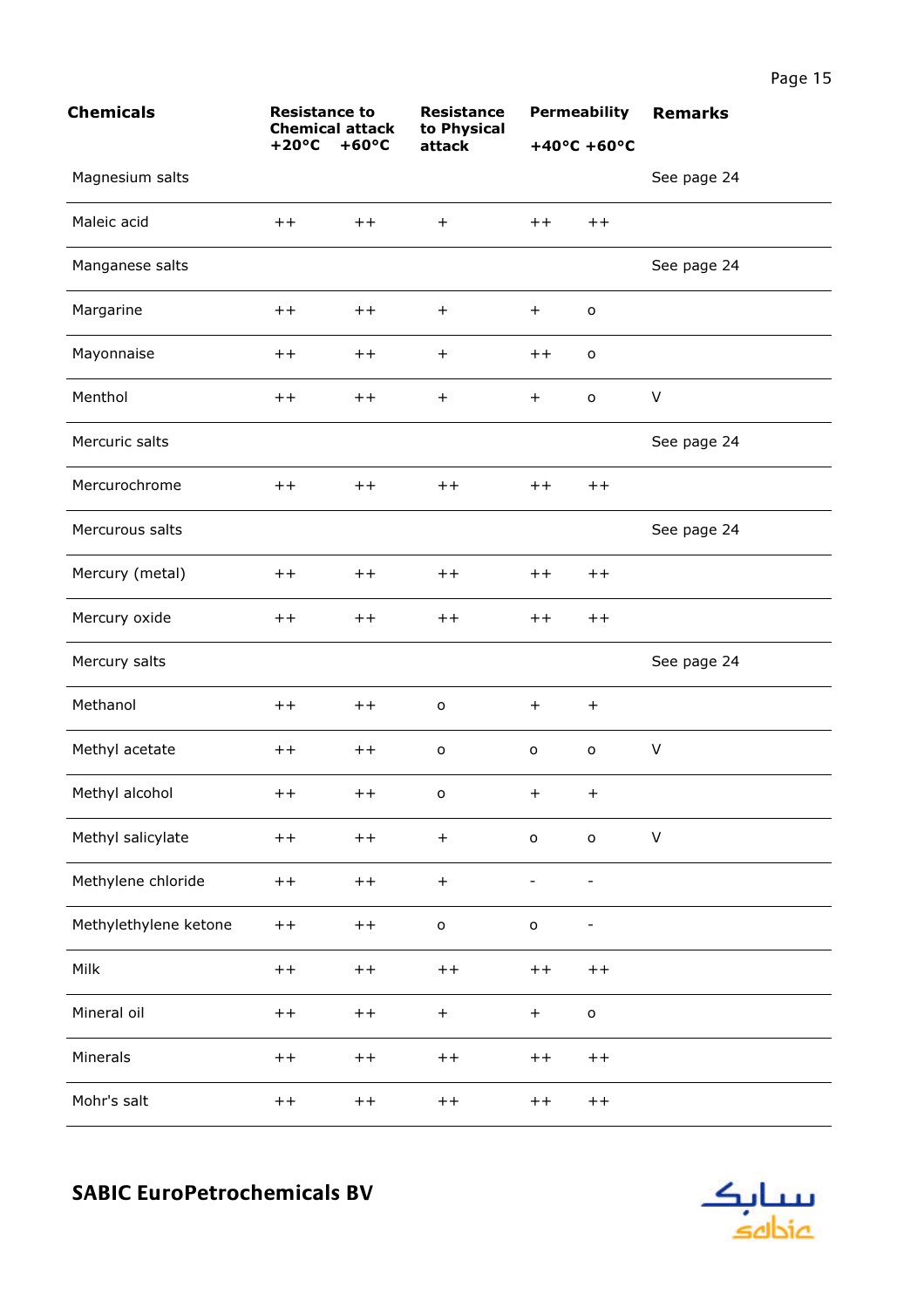| Chemicals | Resistance to Chemical attack | | Resistance to Physical attack | Permeability | | Remarks |
|---|---|---|---|---|---|---|
| | +20°C | +60°C | | +40°C | +60°C | |
| Magnesium salts | | | | | | See page 24 |
| Maleic acid | ++ | ++ | + | ++ | ++ | |
| Manganese salts | | | | | | See page 24 |
| Margarine | ++ | ++ | + | + | o | |
| Mayonnaise | ++ | ++ | + | ++ | o | |
| Menthol | ++ | ++ | + | + | o | V |
| Mercuric salts | | | | | | See page 24 |
| Mercurochrome | ++ | ++ | ++ | ++ | ++ | |
| Mercurous salts | | | | | | See page 24 |
| Mercury (metal) | ++ | ++ | ++ | ++ | ++ | |
| Mercury oxide | ++ | ++ | ++ | ++ | ++ | |
| Mercury salts | | | | | | See page 24 |
| Methanol | ++ | ++ | o | + | + | |
| Methyl acetate | ++ | ++ | o | o | o | V |
| Methyl alcohol | ++ | ++ | o | + | + | |
| Methyl salicylate | ++ | ++ | + | o | o | V |
| Methylene chloride | ++ | ++ | + | - | - | |
| Methylethylene ketone | ++ | ++ | o | o | - | |
| Milk | ++ | ++ | ++ | ++ | ++ | |
| Mineral oil | ++ | ++ | + | + | o | |
| Minerals | ++ | ++ | ++ | ++ | ++ | |
| Mohr's salt | ++ | ++ | ++ | ++ | ++ | |

**SABIC EuroPetrochemicals BV**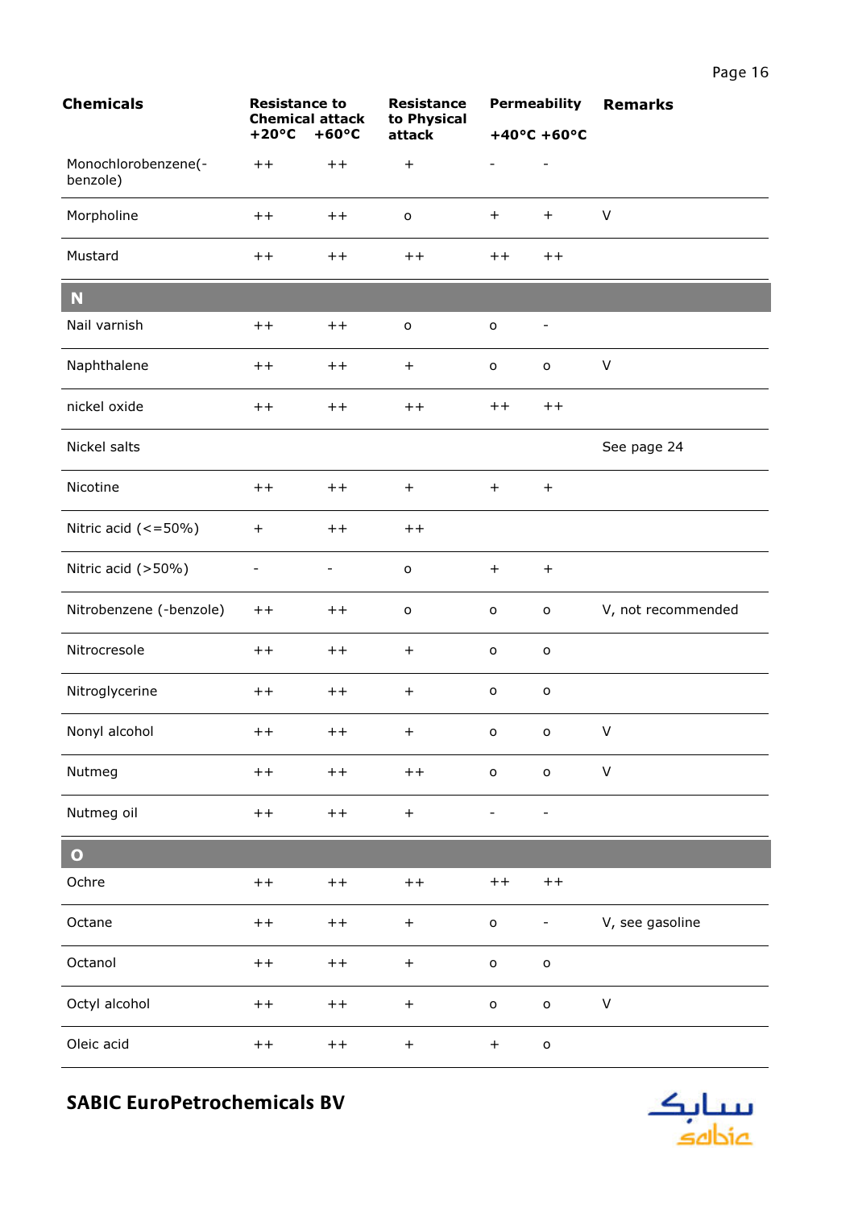| Chemicals | Resistance to Chemical attack +20°C | +60°C | Resistance to Physical attack | Permeability +40°C | +60°C | Remarks |
|---|---|---|---|---|---|---|
| Monochlorobenzene(-benzole) | ++ | ++ | + | - | - | |
| Morpholine | ++ | ++ | o | + | + | V |
| Mustard | ++ | ++ | ++ | ++ | ++ | |
| **N** | | | | | | |
| Nail varnish | ++ | ++ | o | o | - | |
| Naphthalene | ++ | ++ | + | o | o | V |
| nickel oxide | ++ | ++ | ++ | ++ | ++ | |
| Nickel salts | | | | | | See page 24 |
| Nicotine | ++ | ++ | + | + | + | |
| Nitric acid (<=50%) | + | ++ | ++ | | | |
| Nitric acid (>50%) | - | - | o | + | + | |
| Nitrobenzene (-benzole) | ++ | ++ | o | o | o | V, not recommended |
| Nitrocresole | ++ | ++ | + | o | o | |
| Nitroglycerine | ++ | ++ | + | o | o | |
| Nonyl alcohol | ++ | ++ | + | o | o | V |
| Nutmeg | ++ | ++ | ++ | o | o | V |
| Nutmeg oil | ++ | ++ | + | - | - | |
| **O** | | | | | | |
| Ochre | ++ | ++ | ++ | ++ | ++ | |
| Octane | ++ | ++ | + | o | - | V, see gasoline |
| Octanol | ++ | ++ | + | o | o | |
| Octyl alcohol | ++ | ++ | + | o | o | V |
| Oleic acid | ++ | ++ | + | + | o | |

**SABIC EuroPetrochemicals BV**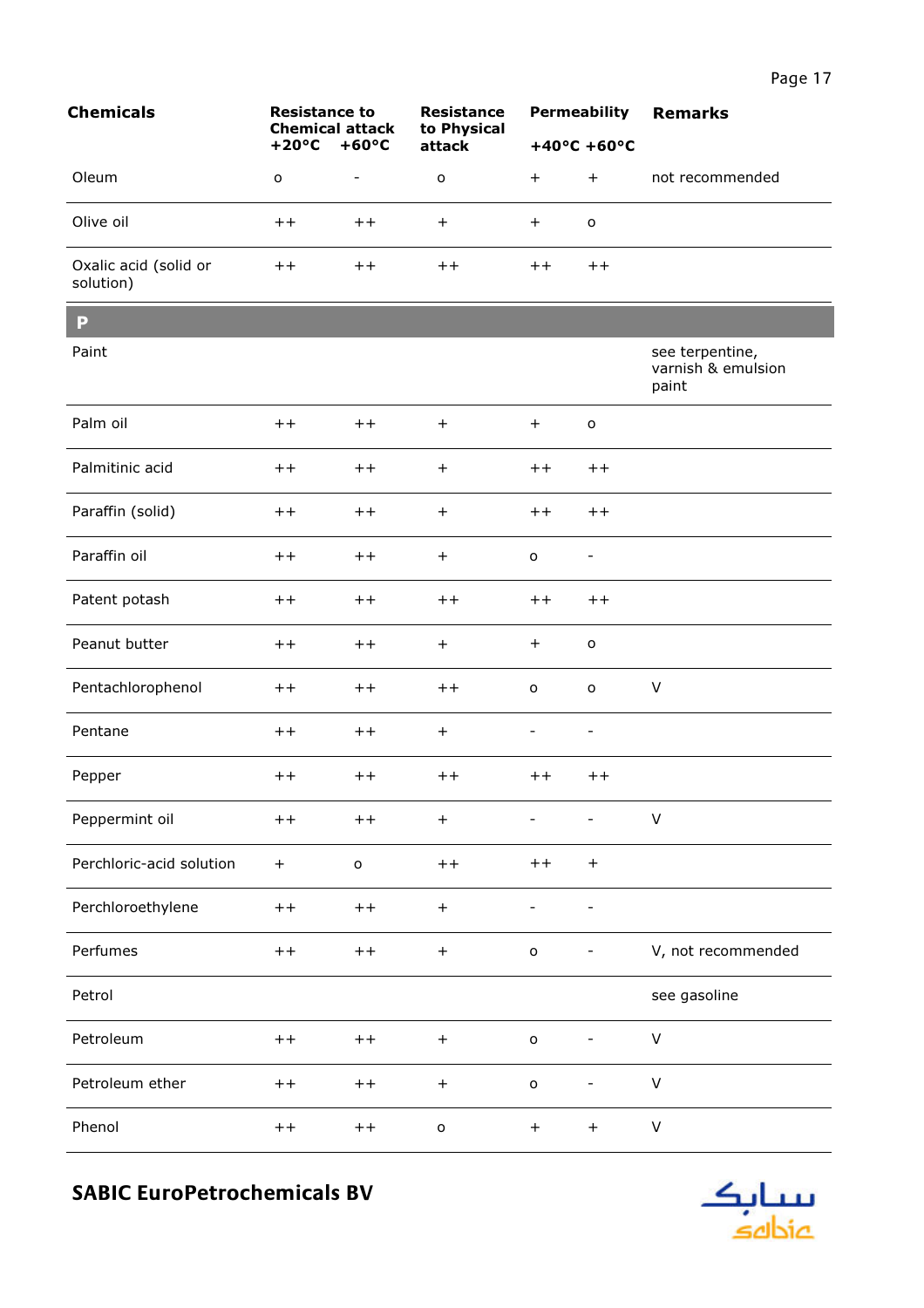| Chemicals | Resistance to Chemical attack +20°C | +60°C | Resistance to Physical attack | Permeability +40°C | +60°C | Remarks |
|---|---|---|---|---|---|---|
| Oleum | o | - | o | + | + | not recommended |
| Olive oil | ++ | ++ | + | + | o | |
| Oxalic acid (solid or solution) | ++ | ++ | ++ | ++ | ++ | |
| **P** | | | | | | |
| Paint | | | | | | see terpentine, varnish & emulsion paint |
| Palm oil | ++ | ++ | + | + | o | |
| Palmitinic acid | ++ | ++ | + | ++ | ++ | |
| Paraffin (solid) | ++ | ++ | + | ++ | ++ | |
| Paraffin oil | ++ | ++ | + | o | - | |
| Patent potash | ++ | ++ | ++ | ++ | ++ | |
| Peanut butter | ++ | ++ | + | + | o | |
| Pentachlorophenol | ++ | ++ | ++ | o | o | V |
| Pentane | ++ | ++ | + | - | - | |
| Pepper | ++ | ++ | ++ | ++ | ++ | |
| Peppermint oil | ++ | ++ | + | - | - | V |
| Perchloric-acid solution | + | o | ++ | ++ | + | |
| Perchloroethylene | ++ | ++ | + | - | - | |
| Perfumes | ++ | ++ | + | o | - | V, not recommended |
| Petrol | | | | | | see gasoline |
| Petroleum | ++ | ++ | + | o | - | V |
| Petroleum ether | ++ | ++ | + | o | - | V |
| Phenol | ++ | ++ | o | + | + | V |

**SABIC EuroPetrochemicals BV**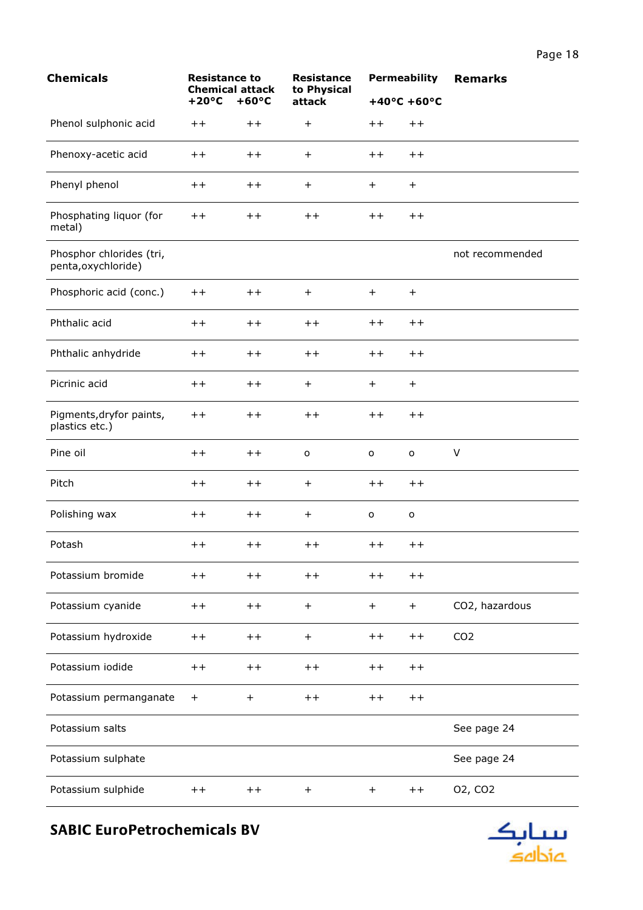| Chemicals | Resistance to Chemical attack +20°C | +60°C | Resistance to Physical attack | Permeability +40°C | +60°C | Remarks |
|---|---|---|---|---|---|---|
| Phenol sulphonic acid | ++ | ++ | + | ++ | ++ | |
| Phenoxy-acetic acid | ++ | ++ | + | ++ | ++ | |
| Phenyl phenol | ++ | ++ | + | + | + | |
| Phosphating liquor (for metal) | ++ | ++ | ++ | ++ | ++ | |
| Phosphor chlorides (tri, penta,oxychloride) | | | | | | not recommended |
| Phosphoric acid (conc.) | ++ | ++ | + | + | + | |
| Phthalic acid | ++ | ++ | ++ | ++ | ++ | |
| Phthalic anhydride | ++ | ++ | ++ | ++ | ++ | |
| Picrinic acid | ++ | ++ | + | + | + | |
| Pigments,dryfor paints, plastics etc.) | ++ | ++ | ++ | ++ | ++ | |
| Pine oil | ++ | ++ | o | o | o | V |
| Pitch | ++ | ++ | + | ++ | ++ | |
| Polishing wax | ++ | ++ | + | o | o | |
| Potash | ++ | ++ | ++ | ++ | ++ | |
| Potassium bromide | ++ | ++ | ++ | ++ | ++ | |
| Potassium cyanide | ++ | ++ | + | + | + | CO2, hazardous |
| Potassium hydroxide | ++ | ++ | + | ++ | ++ | CO2 |
| Potassium iodide | ++ | ++ | ++ | ++ | ++ | |
| Potassium permanganate | + | + | ++ | ++ | ++ | |
| Potassium salts | | | | | | See page 24 |
| Potassium sulphate | | | | | | See page 24 |
| Potassium sulphide | ++ | ++ | + | + | ++ | O2, CO2 |

**SABIC EuroPetrochemicals BV**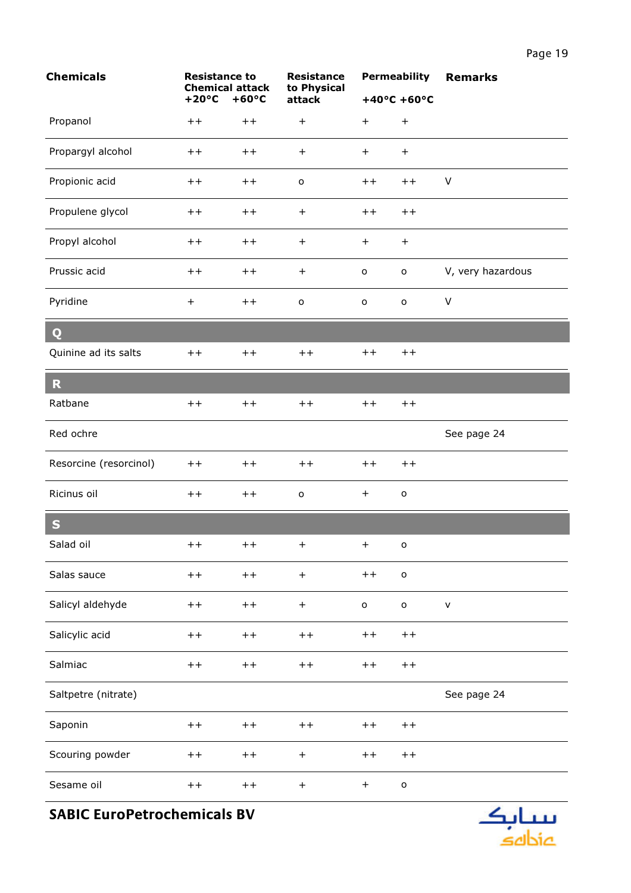| Chemicals | Resistance to Chemical attack | | Resistance to Physical attack | Permeability | | Remarks |
|---|---|---|---|---|---|---|
| | +20°C | +60°C | | +40°C | +60°C | |
| Propanol | ++ | ++ | + | + | + | |
| Propargyl alcohol | ++ | ++ | + | + | + | |
| Propionic acid | ++ | ++ | o | ++ | ++ | V |
| Propulene glycol | ++ | ++ | + | ++ | ++ | |
| Propyl alcohol | ++ | ++ | + | + | + | |
| Prussic acid | ++ | ++ | + | o | o | V, very hazardous |
| Pyridine | + | ++ | o | o | o | V |
| **Q** | | | | | | |
| Quinine ad its salts | ++ | ++ | ++ | ++ | ++ | |
| **R** | | | | | | |
| Ratbane | ++ | ++ | ++ | ++ | ++ | |
| Red ochre | | | | | | See page 24 |
| Resorcine (resorcinol) | ++ | ++ | ++ | ++ | ++ | |
| Ricinus oil | ++ | ++ | o | + | o | |
| **S** | | | | | | |
| Salad oil | ++ | ++ | + | + | o | |
| Salas sauce | ++ | ++ | + | ++ | o | |
| Salicyl aldehyde | ++ | ++ | + | o | o | v |
| Salicylic acid | ++ | ++ | ++ | ++ | ++ | |
| Salmiac | ++ | ++ | ++ | ++ | ++ | |
| Saltpetre (nitrate) | | | | | | See page 24 |
| Saponin | ++ | ++ | ++ | ++ | ++ | |
| Scouring powder | ++ | ++ | + | ++ | ++ | |
| Sesame oil | ++ | ++ | + | + | o | |

**SABIC EuroPetrochemicals BV**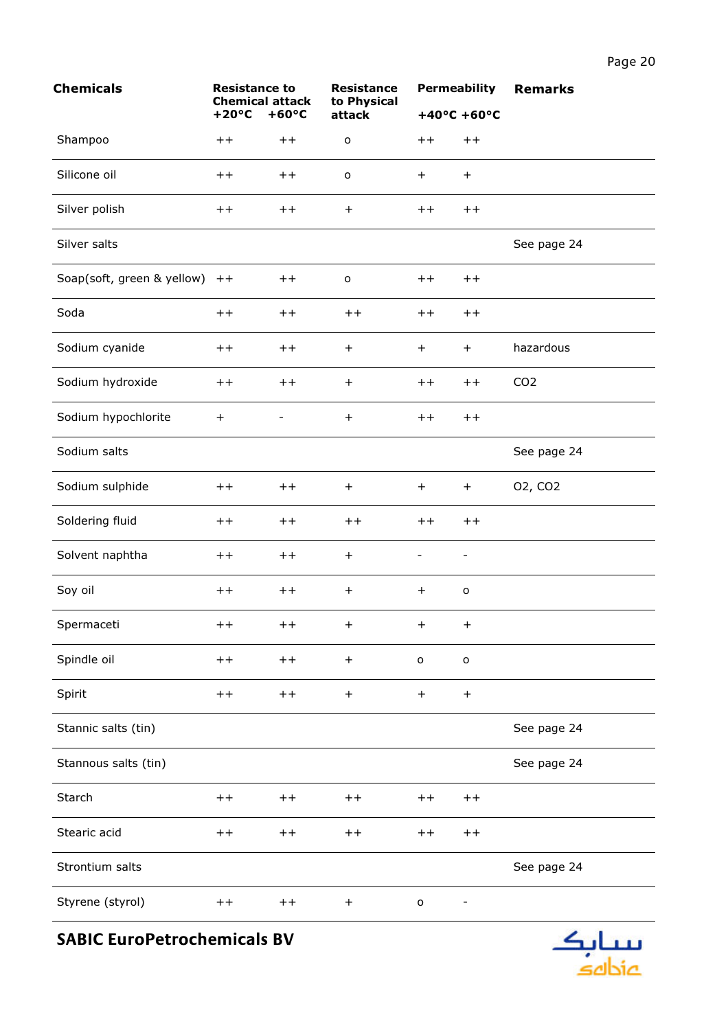| Chemicals | Resistance to Chemical attack | | Resistance to Physical attack | Permeability | | Remarks |
|---|---|---|---|---|---|---|
| | +20°C | +60°C | | +40°C | +60°C | |
| Shampoo | ++ | ++ | o | ++ | ++ | |
| Silicone oil | ++ | ++ | o | + | + | |
| Silver polish | ++ | ++ | + | ++ | ++ | |
| Silver salts | | | | | | See page 24 |
| Soap(soft, green & yellow) | ++ | ++ | o | ++ | ++ | |
| Soda | ++ | ++ | ++ | ++ | ++ | |
| Sodium cyanide | ++ | ++ | + | + | + | hazardous |
| Sodium hydroxide | ++ | ++ | + | ++ | ++ | CO2 |
| Sodium hypochlorite | + | - | + | ++ | ++ | |
| Sodium salts | | | | | | See page 24 |
| Sodium sulphide | ++ | ++ | + | + | + | O2, CO2 |
| Soldering fluid | ++ | ++ | ++ | ++ | ++ | |
| Solvent naphtha | ++ | ++ | + | - | - | |
| Soy oil | ++ | ++ | + | + | o | |
| Spermaceti | ++ | ++ | + | + | + | |
| Spindle oil | ++ | ++ | + | o | o | |
| Spirit | ++ | ++ | + | + | + | |
| Stannic salts (tin) | | | | | | See page 24 |
| Stannous salts (tin) | | | | | | See page 24 |
| Starch | ++ | ++ | ++ | ++ | ++ | |
| Stearic acid | ++ | ++ | ++ | ++ | ++ | |
| Strontium salts | | | | | | See page 24 |
| Styrene (styrol) | ++ | ++ | + | o | - | |

**SABIC EuroPetrochemicals BV**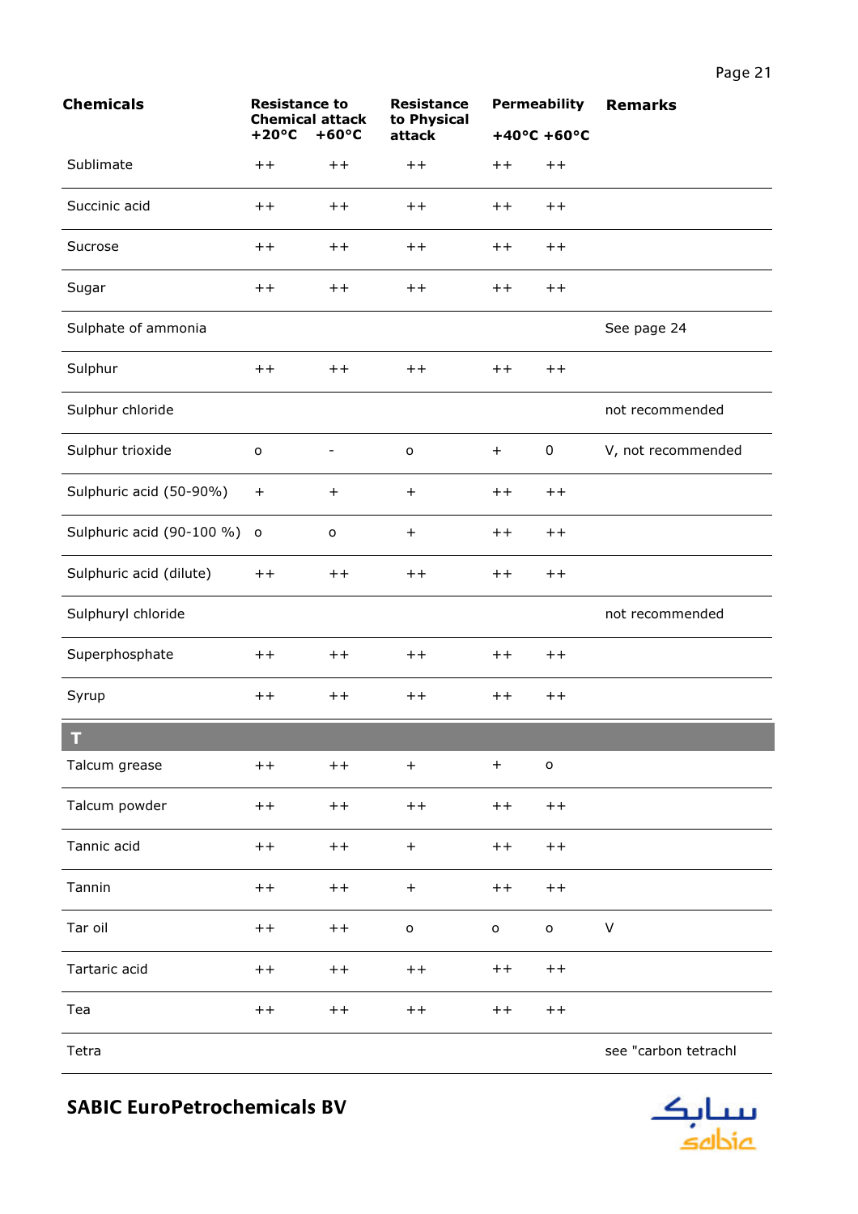| Chemicals | Resistance to Chemical attack +20°C | +60°C | Resistance to Physical attack | Permeability +40°C | +60°C | Remarks |
|---|---|---|---|---|---|---|
| Sublimate | ++ | ++ | ++ | ++ | ++ | |
| Succinic acid | ++ | ++ | ++ | ++ | ++ | |
| Sucrose | ++ | ++ | ++ | ++ | ++ | |
| Sugar | ++ | ++ | ++ | ++ | ++ | |
| Sulphate of ammonia | | | | | | See page 24 |
| Sulphur | ++ | ++ | ++ | ++ | ++ | |
| Sulphur chloride | | | | | | not recommended |
| Sulphur trioxide | o | - | o | + | 0 | V, not recommended |
| Sulphuric acid (50-90%) | + | + | + | ++ | ++ | |
| Sulphuric acid (90-100 %) | o | o | + | ++ | ++ | |
| Sulphuric acid (dilute) | ++ | ++ | ++ | ++ | ++ | |
| Sulphuryl chloride | | | | | | not recommended |
| Superphosphate | ++ | ++ | ++ | ++ | ++ | |
| Syrup | ++ | ++ | ++ | ++ | ++ | |
| **T** | | | | | | |
| Talcum grease | ++ | ++ | + | + | o | |
| Talcum powder | ++ | ++ | ++ | ++ | ++ | |
| Tannic acid | ++ | ++ | + | ++ | ++ | |
| Tannin | ++ | ++ | + | ++ | ++ | |
| Tar oil | ++ | ++ | o | o | o | V |
| Tartaric acid | ++ | ++ | ++ | ++ | ++ | |
| Tea | ++ | ++ | ++ | ++ | ++ | |
| Tetra | | | | | | see "carbon tetrachl |

**SABIC EuroPetrochemicals BV**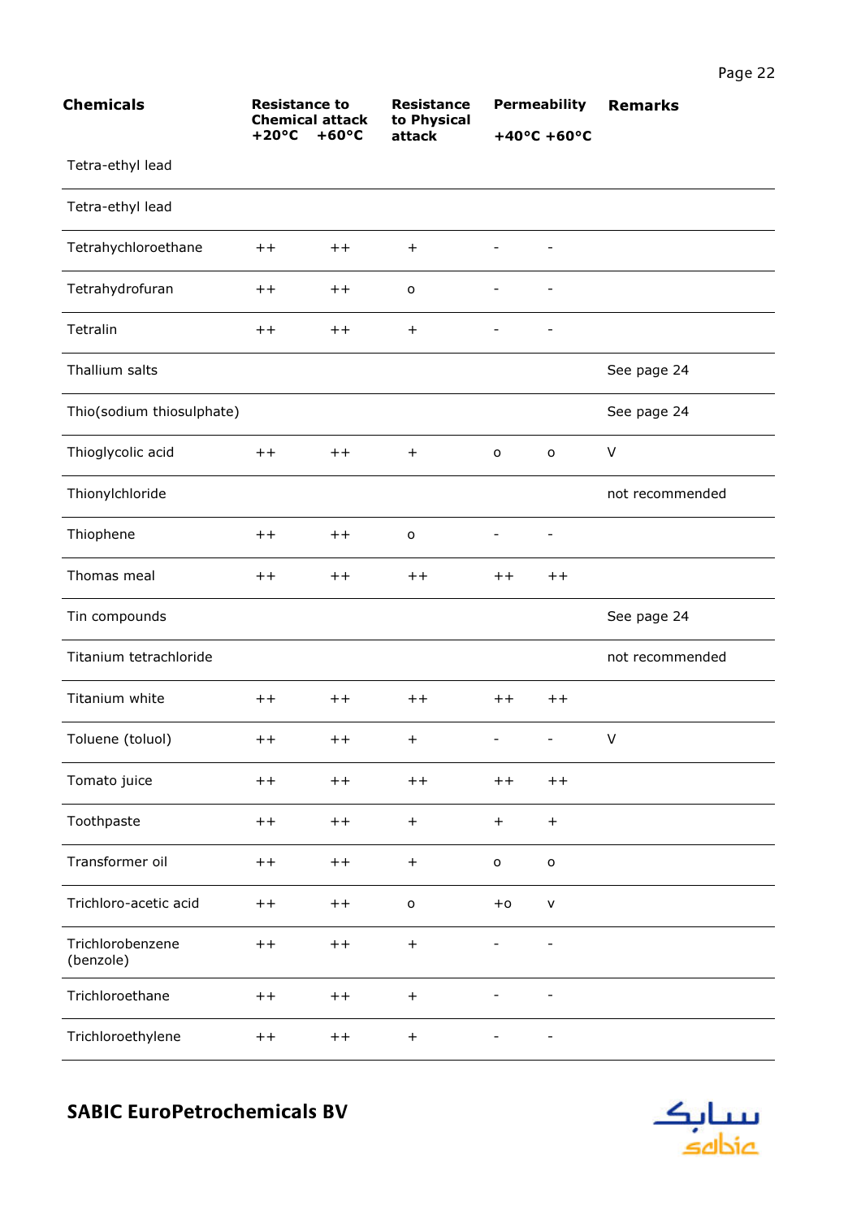| Chemicals | Resistance to Chemical attack +20°C | +60°C | Resistance to Physical attack | Permeability +40°C | +60°C | Remarks |
|---|---|---|---|---|---|---|
| Tetra-ethyl lead | | | | | | |
| Tetra-ethyl lead | | | | | | |
| Tetrahychloroethane | ++ | ++ | + | - | - | |
| Tetrahydrofuran | ++ | ++ | o | - | - | |
| Tetralin | ++ | ++ | + | - | - | |
| Thallium salts | | | | | | See page 24 |
| Thio(sodium thiosulphate) | | | | | | See page 24 |
| Thioglycolic acid | ++ | ++ | + | o | o | V |
| Thionylchloride | | | | | | not recommended |
| Thiophene | ++ | ++ | o | - | - | |
| Thomas meal | ++ | ++ | ++ | ++ | ++ | |
| Tin compounds | | | | | | See page 24 |
| Titanium tetrachloride | | | | | | not recommended |
| Titanium white | ++ | ++ | ++ | ++ | ++ | |
| Toluene (toluol) | ++ | ++ | + | - | - | V |
| Tomato juice | ++ | ++ | ++ | ++ | ++ | |
| Toothpaste | ++ | ++ | + | + | + | |
| Transformer oil | ++ | ++ | + | o | o | |
| Trichloro-acetic acid | ++ | ++ | o | +o | v | |
| Trichlorobenzene (benzole) | ++ | ++ | + | - | - | |
| Trichloroethane | ++ | ++ | + | - | - | |
| Trichloroethylene | ++ | ++ | + | - | - | |

**SABIC EuroPetrochemicals BV**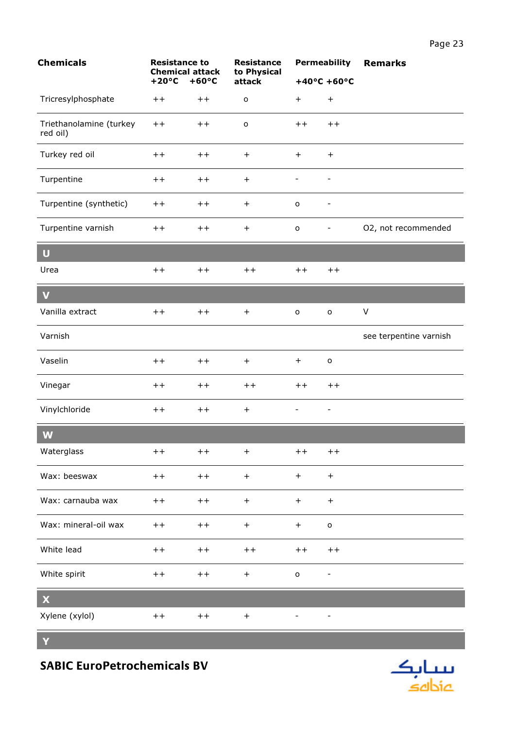| Chemicals | Resistance to Chemical attack | | Resistance to Physical attack | Permeability | | Remarks |
|---|---|---|---|---|---|---|
| | +20°C | +60°C | | +40°C | +60°C | |
| Tricresylphosphate | ++ | ++ | o | + | + | |
| Triethanolamine (turkey red oil) | ++ | ++ | o | ++ | ++ | |
| Turkey red oil | ++ | ++ | + | + | + | |
| Turpentine | ++ | ++ | + | - | - | |
| Turpentine (synthetic) | ++ | ++ | + | o | - | |
| Turpentine varnish | ++ | ++ | + | o | - | O2, not recommended |
| **U** | | | | | | |
| Urea | ++ | ++ | ++ | ++ | ++ | |
| **V** | | | | | | |
| Vanilla extract | ++ | ++ | + | o | o | V |
| Varnish | | | | | | see terpentine varnish |
| Vaselin | ++ | ++ | + | + | o | |
| Vinegar | ++ | ++ | ++ | ++ | ++ | |
| Vinylchloride | ++ | ++ | + | - | - | |
| **W** | | | | | | |
| Waterglass | ++ | ++ | + | ++ | ++ | |
| Wax: beeswax | ++ | ++ | + | + | + | |
| Wax: carnauba wax | ++ | ++ | + | + | + | |
| Wax: mineral-oil wax | ++ | ++ | + | + | o | |
| White lead | ++ | ++ | ++ | ++ | ++ | |
| White spirit | ++ | ++ | + | o | - | |
| **X** | | | | | | |
| Xylene (xylol) | ++ | ++ | + | - | - | |
| **Y** | | | | | | |

**SABIC EuroPetrochemicals BV**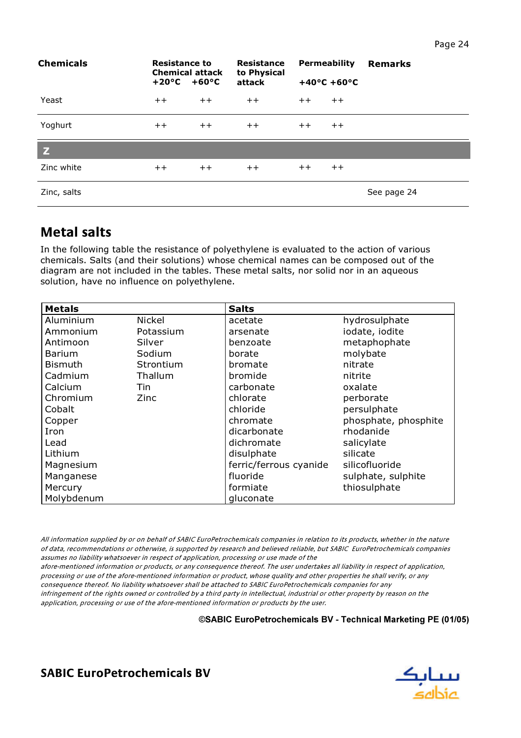| Chemicals | Resistance to Chemical attack +20°C | +60°C | Resistance to Physical attack | Permeability +40°C | +60°C | Remarks |
|---|---|---|---|---|---|---|
| Yeast | ++ | ++ | ++ | ++ | ++ | |
| Yoghurt | ++ | ++ | ++ | ++ | ++ | |
| **Z** | | | | | | |
| Zinc white | ++ | ++ | ++ | ++ | ++ | |
| Zinc, salts | | | | | | See page 24 |

## Metal salts

In the following table the resistance of polyethylene is evaluated to the action of various chemicals. Salts (and their solutions) whose chemical names can be composed out of the diagram are not included in the tables. These metal salts, nor solid nor in an aqueous solution, have no influence on polyethylene.

| Metals | | Salts | |
|---|---|---|---|
| Aluminium | Nickel | acetate | hydrosulphate |
| Ammonium | Potassium | arsenate | iodate, iodite |
| Antimoon | Silver | benzoate | metaphophate |
| Barium | Sodium | borate | molybate |
| Bismuth | Strontium | bromate | nitrate |
| Cadmium | Thallum | bromide | nitrite |
| Calcium | Tin | carbonate | oxalate |
| Chromium | Zinc | chlorate | perborate |
| Cobalt | | chloride | persulphate |
| Copper | | chromate | phosphate, phosphite |
| Iron | | dicarbonate | rhodanide |
| Lead | | dichromate | salicylate |
| Lithium | | disulphate | silicate |
| Magnesium | | ferric/ferrous cyanide | silicofluoride |
| Manganese | | fluoride | sulphate, sulphite |
| Mercury | | formiate | thiosulphate |
| Molybdenum | | gluconate | |

*All information supplied by or on behalf of SABIC EuroPetrochemicals companies in relation to its products, whether in the nature of data, recommendations or otherwise, is supported by research and believed reliable, but SABIC EuroPetrochemicals companies assumes no liability whatsoever in respect of application, processing or use made of the afore-mentioned information or products, or any consequence thereof. The user undertakes all liability in respect of application, processing or use of the afore-mentioned information or product, whose quality and other properties he shall verify, or any consequence thereof. No liability whatsoever shall be attached to SABIC EuroPetrochemicals companies for any infringement of the rights owned or controlled by a third party in intellectual, industrial or other property by reason on the application, processing or use of the afore-mentioned information or products by the user.*

**©SABIC EuroPetrochemicals BV - Technical Marketing PE (01/05)**

**SABIC EuroPetrochemicals BV**